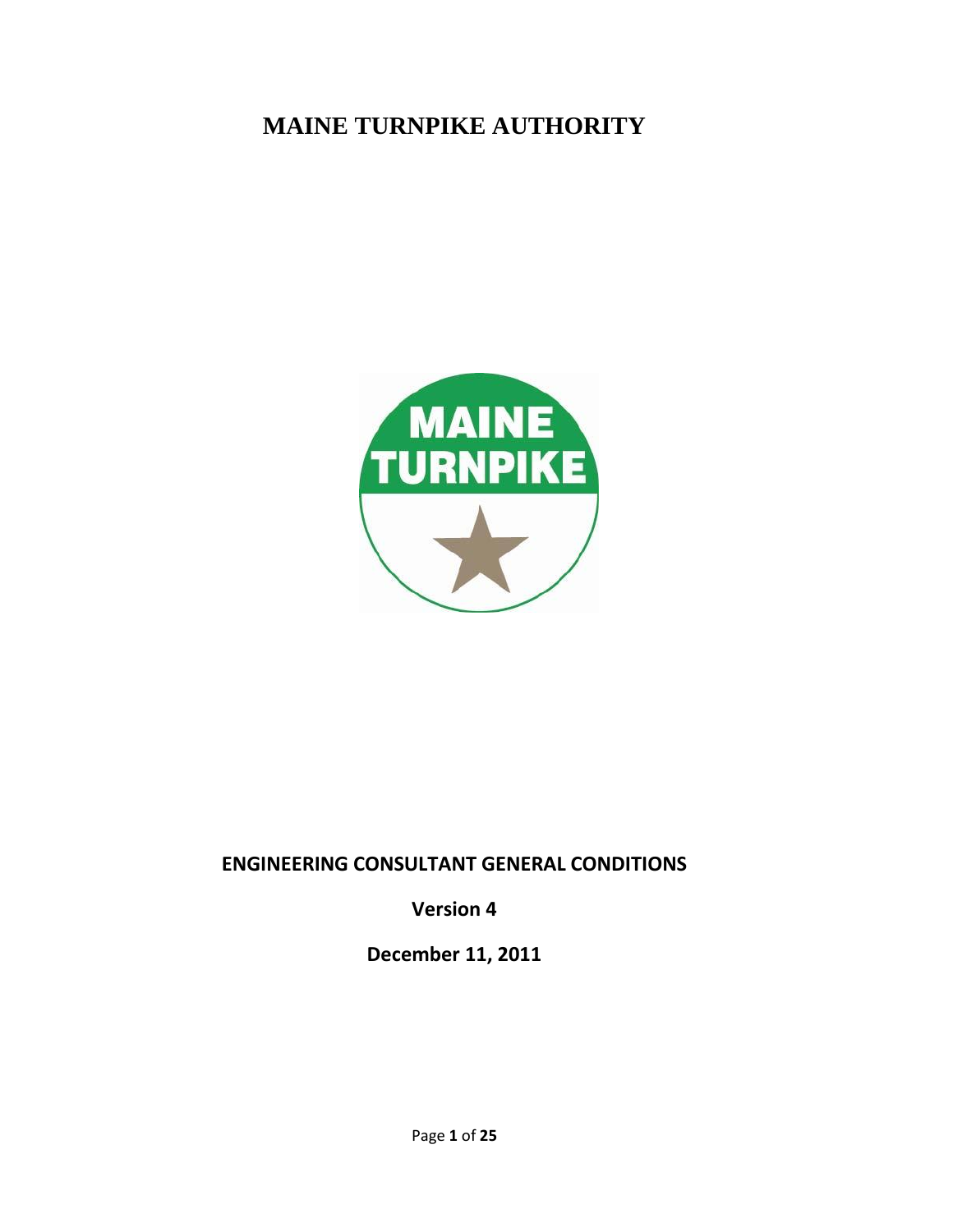# MAINE TURNPIKE AUTHORITY

MAINE TURNPIKE

**ENGINEERING CONSULTANT GENERAL CONDITIONS**

**Version 4**

**December 11, 2011**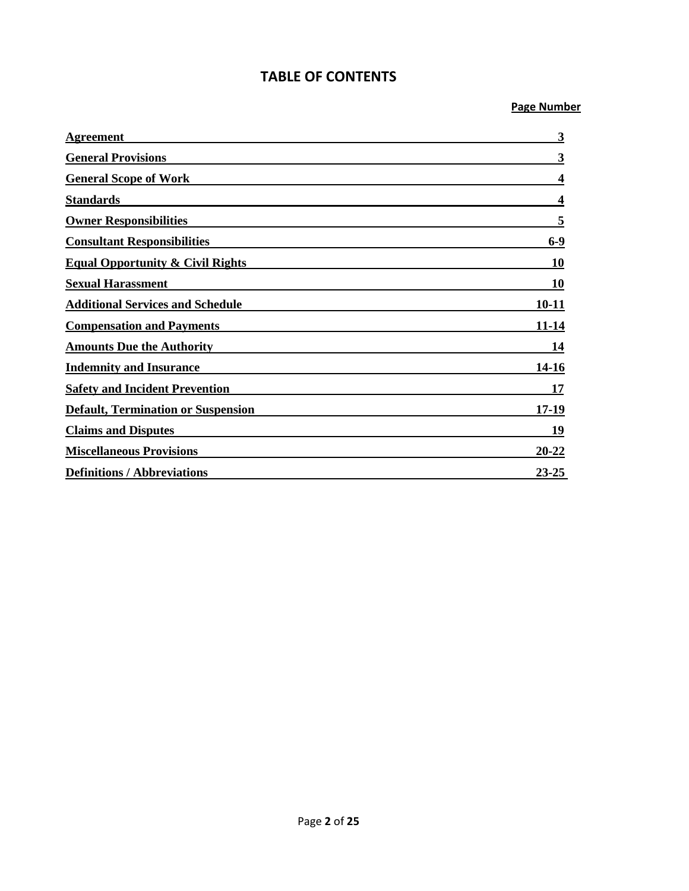# TABLE OF CONTENTS

| | Page Number |
| --- | --- |
| Agreement | 3 |
| General Provisions | 3 |
| General Scope of Work | 4 |
| Standards | 4 |
| Owner Responsibilities | 5 |
| Consultant Responsibilities | 6-9 |
| Equal Opportunity & Civil Rights | 10 |
| Sexual Harassment | 10 |
| Additional Services and Schedule | 10-11 |
| Compensation and Payments | 11-14 |
| Amounts Due the Authority | 14 |
| Indemnity and Insurance | 14-16 |
| Safety and Incident Prevention | 17 |
| Default, Termination or Suspension | 17-19 |
| Claims and Disputes | 19 |
| Miscellaneous Provisions | 20-22 |
| Definitions / Abbreviations | 23-25 |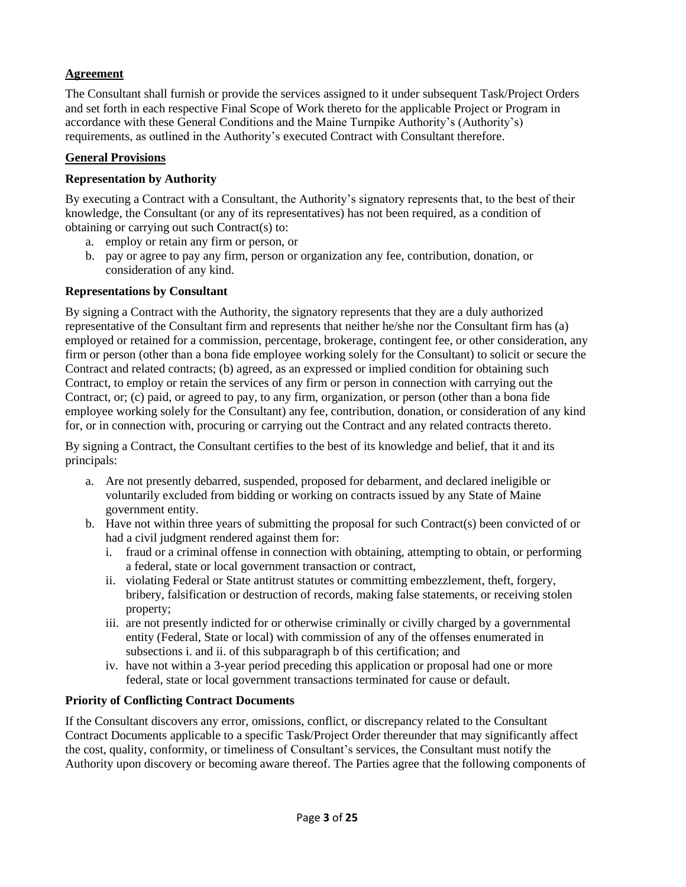## Agreement

The Consultant shall furnish or provide the services assigned to it under subsequent Task/Project Orders and set forth in each respective Final Scope of Work thereto for the applicable Project or Program in accordance with these General Conditions and the Maine Turnpike Authority's (Authority's) requirements, as outlined in the Authority's executed Contract with Consultant therefore.

## General Provisions

### Representation by Authority

By executing a Contract with a Consultant, the Authority's signatory represents that, to the best of their knowledge, the Consultant (or any of its representatives) has not been required, as a condition of obtaining or carrying out such Contract(s) to:

a. employ or retain any firm or person, or
b. pay or agree to pay any firm, person or organization any fee, contribution, donation, or consideration of any kind.

### Representations by Consultant

By signing a Contract with the Authority, the signatory represents that they are a duly authorized representative of the Consultant firm and represents that neither he/she nor the Consultant firm has (a) employed or retained for a commission, percentage, brokerage, contingent fee, or other consideration, any firm or person (other than a bona fide employee working solely for the Consultant) to solicit or secure the Contract and related contracts; (b) agreed, as an expressed or implied condition for obtaining such Contract, to employ or retain the services of any firm or person in connection with carrying out the Contract, or; (c) paid, or agreed to pay, to any firm, organization, or person (other than a bona fide employee working solely for the Consultant) any fee, contribution, donation, or consideration of any kind for, or in connection with, procuring or carrying out the Contract and any related contracts thereto.

By signing a Contract, the Consultant certifies to the best of its knowledge and belief, that it and its principals:

a. Are not presently debarred, suspended, proposed for debarment, and declared ineligible or voluntarily excluded from bidding or working on contracts issued by any State of Maine government entity.
b. Have not within three years of submitting the proposal for such Contract(s) been convicted of or had a civil judgment rendered against them for:
   i. fraud or a criminal offense in connection with obtaining, attempting to obtain, or performing a federal, state or local government transaction or contract,
   ii. violating Federal or State antitrust statutes or committing embezzlement, theft, forgery, bribery, falsification or destruction of records, making false statements, or receiving stolen property;
   iii. are not presently indicted for or otherwise criminally or civilly charged by a governmental entity (Federal, State or local) with commission of any of the offenses enumerated in subsections i. and ii. of this subparagraph b of this certification; and
   iv. have not within a 3-year period preceding this application or proposal had one or more federal, state or local government transactions terminated for cause or default.

### Priority of Conflicting Contract Documents

If the Consultant discovers any error, omissions, conflict, or discrepancy related to the Consultant Contract Documents applicable to a specific Task/Project Order thereunder that may significantly affect the cost, quality, conformity, or timeliness of Consultant's services, the Consultant must notify the Authority upon discovery or becoming aware thereof. The Parties agree that the following components of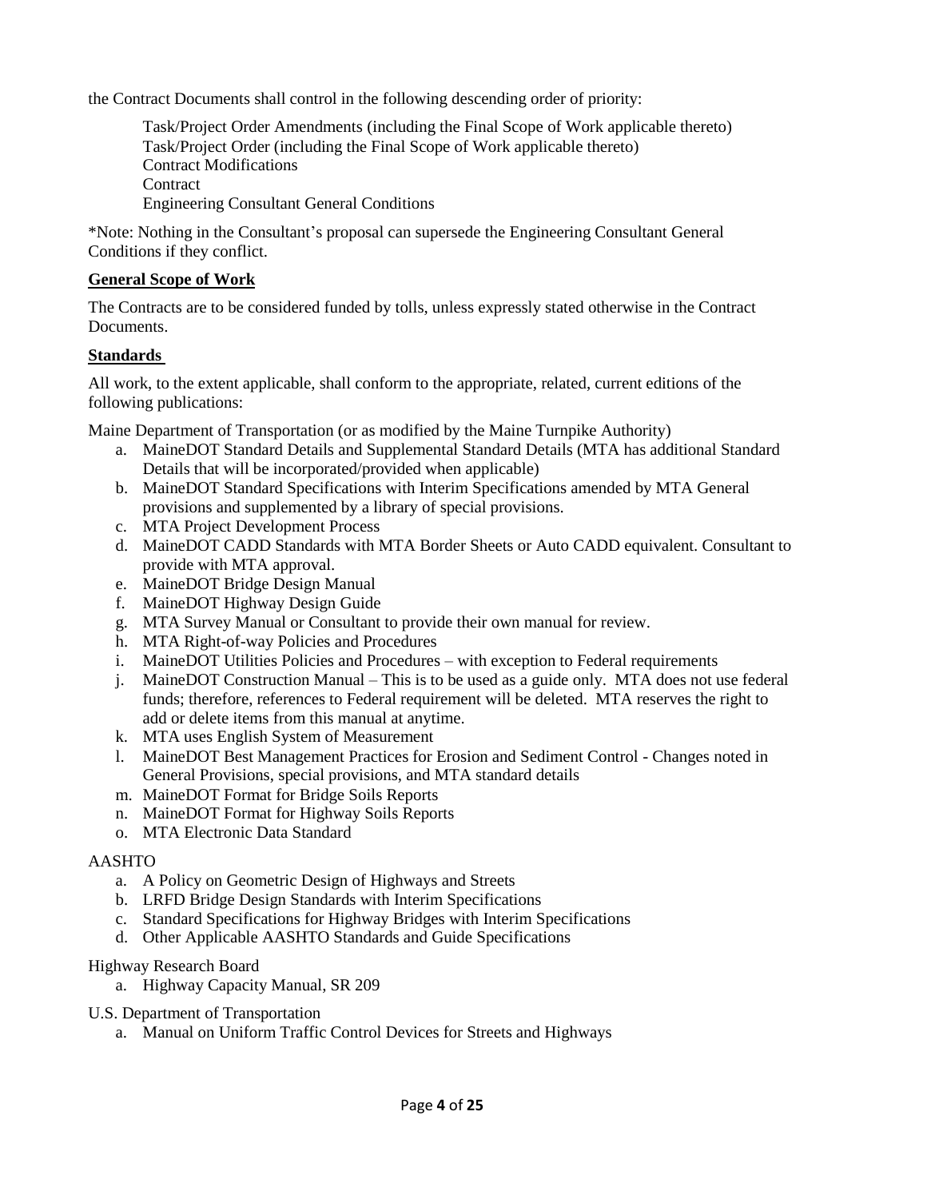the Contract Documents shall control in the following descending order of priority:

Task/Project Order Amendments (including the Final Scope of Work applicable thereto)
Task/Project Order (including the Final Scope of Work applicable thereto)
Contract Modifications
Contract
Engineering Consultant General Conditions

*Note: Nothing in the Consultant's proposal can supersede the Engineering Consultant General Conditions if they conflict.

**General Scope of Work**

The Contracts are to be considered funded by tolls, unless expressly stated otherwise in the Contract Documents.

**Standards**

All work, to the extent applicable, shall conform to the appropriate, related, current editions of the following publications:

Maine Department of Transportation (or as modified by the Maine Turnpike Authority)

a. MaineDOT Standard Details and Supplemental Standard Details (MTA has additional Standard Details that will be incorporated/provided when applicable)
b. MaineDOT Standard Specifications with Interim Specifications amended by MTA General provisions and supplemented by a library of special provisions.
c. MTA Project Development Process
d. MaineDOT CADD Standards with MTA Border Sheets or Auto CADD equivalent. Consultant to provide with MTA approval.
e. MaineDOT Bridge Design Manual
f. MaineDOT Highway Design Guide
g. MTA Survey Manual or Consultant to provide their own manual for review.
h. MTA Right-of-way Policies and Procedures
i. MaineDOT Utilities Policies and Procedures – with exception to Federal requirements
j. MaineDOT Construction Manual – This is to be used as a guide only. MTA does not use federal funds; therefore, references to Federal requirement will be deleted. MTA reserves the right to add or delete items from this manual at anytime.
k. MTA uses English System of Measurement
l. MaineDOT Best Management Practices for Erosion and Sediment Control - Changes noted in General Provisions, special provisions, and MTA standard details
m. MaineDOT Format for Bridge Soils Reports
n. MaineDOT Format for Highway Soils Reports
o. MTA Electronic Data Standard

AASHTO

a. A Policy on Geometric Design of Highways and Streets
b. LRFD Bridge Design Standards with Interim Specifications
c. Standard Specifications for Highway Bridges with Interim Specifications
d. Other Applicable AASHTO Standards and Guide Specifications

Highway Research Board

a. Highway Capacity Manual, SR 209

U.S. Department of Transportation

a. Manual on Uniform Traffic Control Devices for Streets and Highways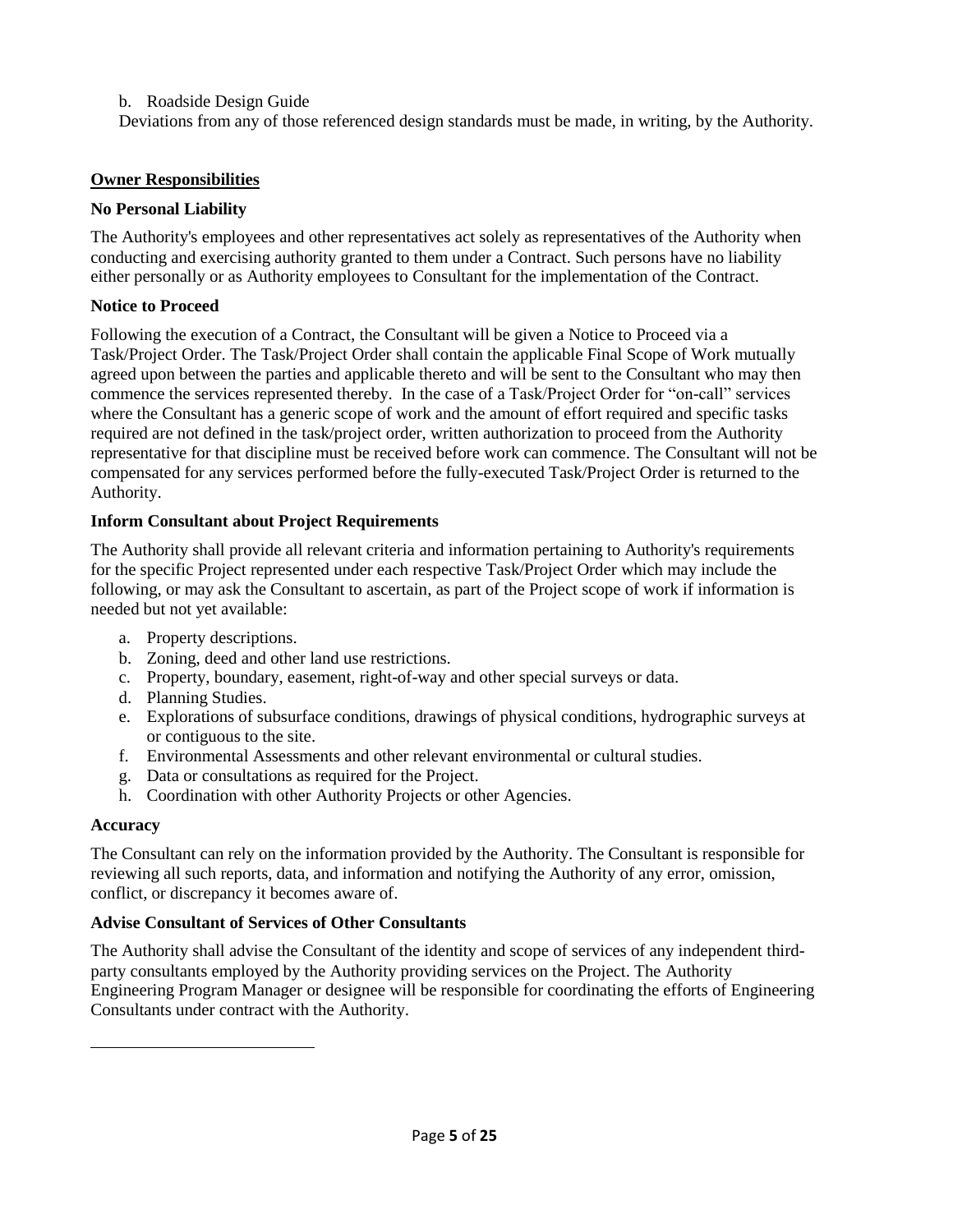b. Roadside Design Guide

Deviations from any of those referenced design standards must be made, in writing, by the Authority.

## Owner Responsibilities

### No Personal Liability

The Authority's employees and other representatives act solely as representatives of the Authority when conducting and exercising authority granted to them under a Contract. Such persons have no liability either personally or as Authority employees to Consultant for the implementation of the Contract.

### Notice to Proceed

Following the execution of a Contract, the Consultant will be given a Notice to Proceed via a Task/Project Order. The Task/Project Order shall contain the applicable Final Scope of Work mutually agreed upon between the parties and applicable thereto and will be sent to the Consultant who may then commence the services represented thereby. In the case of a Task/Project Order for "on-call" services where the Consultant has a generic scope of work and the amount of effort required and specific tasks required are not defined in the task/project order, written authorization to proceed from the Authority representative for that discipline must be received before work can commence. The Consultant will not be compensated for any services performed before the fully-executed Task/Project Order is returned to the Authority.

### Inform Consultant about Project Requirements

The Authority shall provide all relevant criteria and information pertaining to Authority's requirements for the specific Project represented under each respective Task/Project Order which may include the following, or may ask the Consultant to ascertain, as part of the Project scope of work if information is needed but not yet available:

a. Property descriptions.
b. Zoning, deed and other land use restrictions.
c. Property, boundary, easement, right-of-way and other special surveys or data.
d. Planning Studies.
e. Explorations of subsurface conditions, drawings of physical conditions, hydrographic surveys at or contiguous to the site.
f. Environmental Assessments and other relevant environmental or cultural studies.
g. Data or consultations as required for the Project.
h. Coordination with other Authority Projects or other Agencies.

### Accuracy

The Consultant can rely on the information provided by the Authority. The Consultant is responsible for reviewing all such reports, data, and information and notifying the Authority of any error, omission, conflict, or discrepancy it becomes aware of.

### Advise Consultant of Services of Other Consultants

The Authority shall advise the Consultant of the identity and scope of services of any independent third-party consultants employed by the Authority providing services on the Project. The Authority Engineering Program Manager or designee will be responsible for coordinating the efforts of Engineering Consultants under contract with the Authority.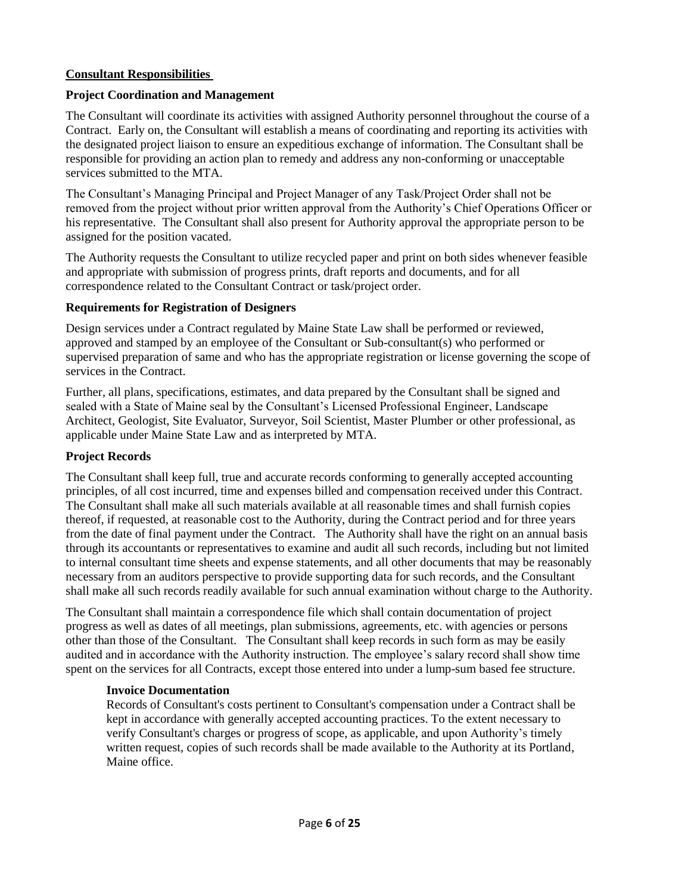**Consultant Responsibilities**

**Project Coordination and Management**

The Consultant will coordinate its activities with assigned Authority personnel throughout the course of a Contract. Early on, the Consultant will establish a means of coordinating and reporting its activities with the designated project liaison to ensure an expeditious exchange of information. The Consultant shall be responsible for providing an action plan to remedy and address any non-conforming or unacceptable services submitted to the MTA.

The Consultant's Managing Principal and Project Manager of any Task/Project Order shall not be removed from the project without prior written approval from the Authority's Chief Operations Officer or his representative. The Consultant shall also present for Authority approval the appropriate person to be assigned for the position vacated.

The Authority requests the Consultant to utilize recycled paper and print on both sides whenever feasible and appropriate with submission of progress prints, draft reports and documents, and for all correspondence related to the Consultant Contract or task/project order.

**Requirements for Registration of Designers**

Design services under a Contract regulated by Maine State Law shall be performed or reviewed, approved and stamped by an employee of the Consultant or Sub-consultant(s) who performed or supervised preparation of same and who has the appropriate registration or license governing the scope of services in the Contract.

Further, all plans, specifications, estimates, and data prepared by the Consultant shall be signed and sealed with a State of Maine seal by the Consultant's Licensed Professional Engineer, Landscape Architect, Geologist, Site Evaluator, Surveyor, Soil Scientist, Master Plumber or other professional, as applicable under Maine State Law and as interpreted by MTA.

**Project Records**

The Consultant shall keep full, true and accurate records conforming to generally accepted accounting principles, of all cost incurred, time and expenses billed and compensation received under this Contract. The Consultant shall make all such materials available at all reasonable times and shall furnish copies thereof, if requested, at reasonable cost to the Authority, during the Contract period and for three years from the date of final payment under the Contract. The Authority shall have the right on an annual basis through its accountants or representatives to examine and audit all such records, including but not limited to internal consultant time sheets and expense statements, and all other documents that may be reasonably necessary from an auditors perspective to provide supporting data for such records, and the Consultant shall make all such records readily available for such annual examination without charge to the Authority.

The Consultant shall maintain a correspondence file which shall contain documentation of project progress as well as dates of all meetings, plan submissions, agreements, etc. with agencies or persons other than those of the Consultant. The Consultant shall keep records in such form as may be easily audited and in accordance with the Authority instruction. The employee's salary record shall show time spent on the services for all Contracts, except those entered into under a lump-sum based fee structure.

**Invoice Documentation**

Records of Consultant's costs pertinent to Consultant's compensation under a Contract shall be kept in accordance with generally accepted accounting practices. To the extent necessary to verify Consultant's charges or progress of scope, as applicable, and upon Authority's timely written request, copies of such records shall be made available to the Authority at its Portland, Maine office.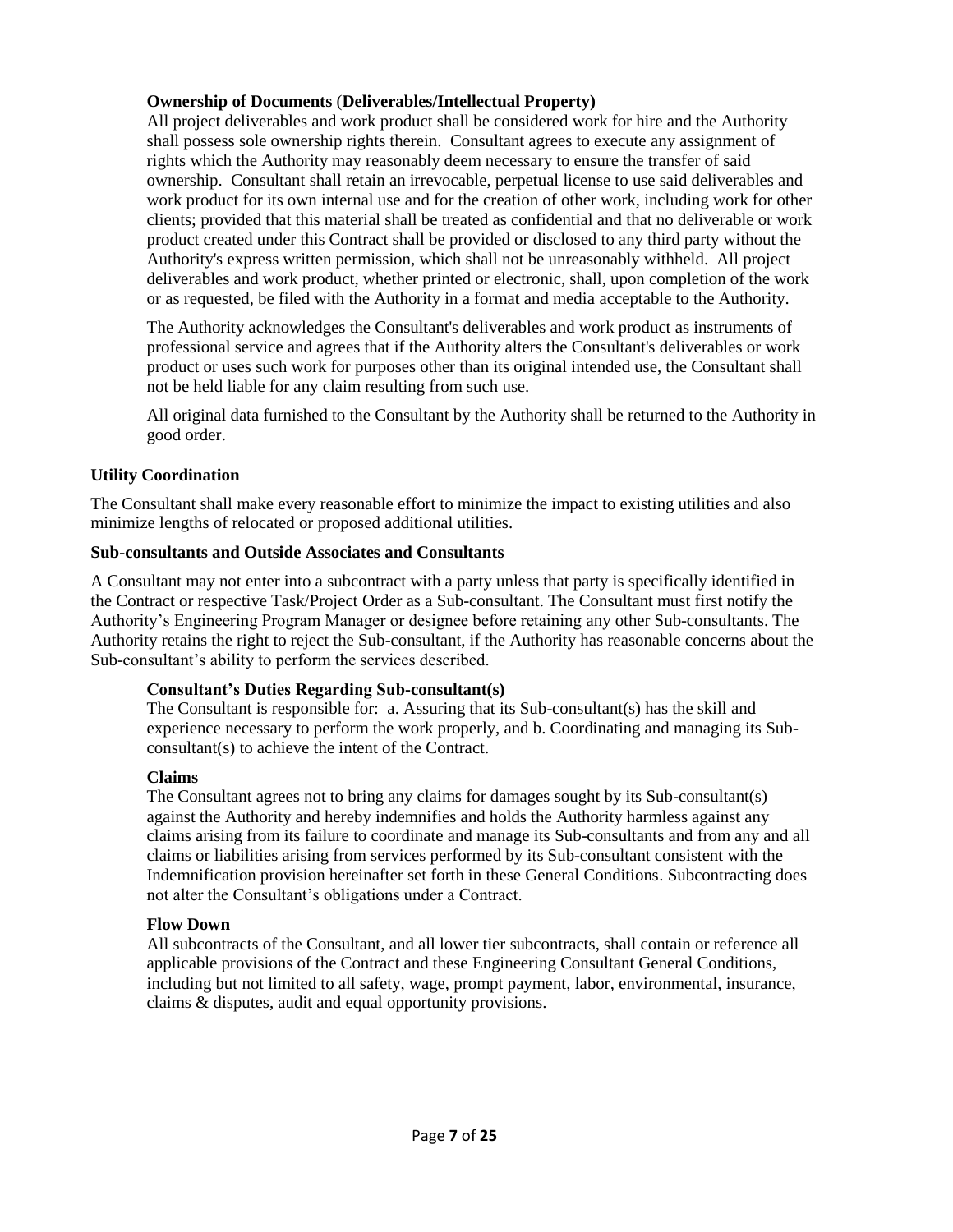### Ownership of Documents (Deliverables/Intellectual Property)

All project deliverables and work product shall be considered work for hire and the Authority shall possess sole ownership rights therein. Consultant agrees to execute any assignment of rights which the Authority may reasonably deem necessary to ensure the transfer of said ownership. Consultant shall retain an irrevocable, perpetual license to use said deliverables and work product for its own internal use and for the creation of other work, including work for other clients; provided that this material shall be treated as confidential and that no deliverable or work product created under this Contract shall be provided or disclosed to any third party without the Authority's express written permission, which shall not be unreasonably withheld. All project deliverables and work product, whether printed or electronic, shall, upon completion of the work or as requested, be filed with the Authority in a format and media acceptable to the Authority.

The Authority acknowledges the Consultant's deliverables and work product as instruments of professional service and agrees that if the Authority alters the Consultant's deliverables or work product or uses such work for purposes other than its original intended use, the Consultant shall not be held liable for any claim resulting from such use.

All original data furnished to the Consultant by the Authority shall be returned to the Authority in good order.

## Utility Coordination

The Consultant shall make every reasonable effort to minimize the impact to existing utilities and also minimize lengths of relocated or proposed additional utilities.

## Sub-consultants and Outside Associates and Consultants

A Consultant may not enter into a subcontract with a party unless that party is specifically identified in the Contract or respective Task/Project Order as a Sub-consultant. The Consultant must first notify the Authority's Engineering Program Manager or designee before retaining any other Sub-consultants. The Authority retains the right to reject the Sub-consultant, if the Authority has reasonable concerns about the Sub-consultant's ability to perform the services described.

### Consultant's Duties Regarding Sub-consultant(s)

The Consultant is responsible for: a. Assuring that its Sub-consultant(s) has the skill and experience necessary to perform the work properly, and b. Coordinating and managing its Sub-consultant(s) to achieve the intent of the Contract.

### Claims

The Consultant agrees not to bring any claims for damages sought by its Sub-consultant(s) against the Authority and hereby indemnifies and holds the Authority harmless against any claims arising from its failure to coordinate and manage its Sub-consultants and from any and all claims or liabilities arising from services performed by its Sub-consultant consistent with the Indemnification provision hereinafter set forth in these General Conditions. Subcontracting does not alter the Consultant's obligations under a Contract.

### Flow Down

All subcontracts of the Consultant, and all lower tier subcontracts, shall contain or reference all applicable provisions of the Contract and these Engineering Consultant General Conditions, including but not limited to all safety, wage, prompt payment, labor, environmental, insurance, claims & disputes, audit and equal opportunity provisions.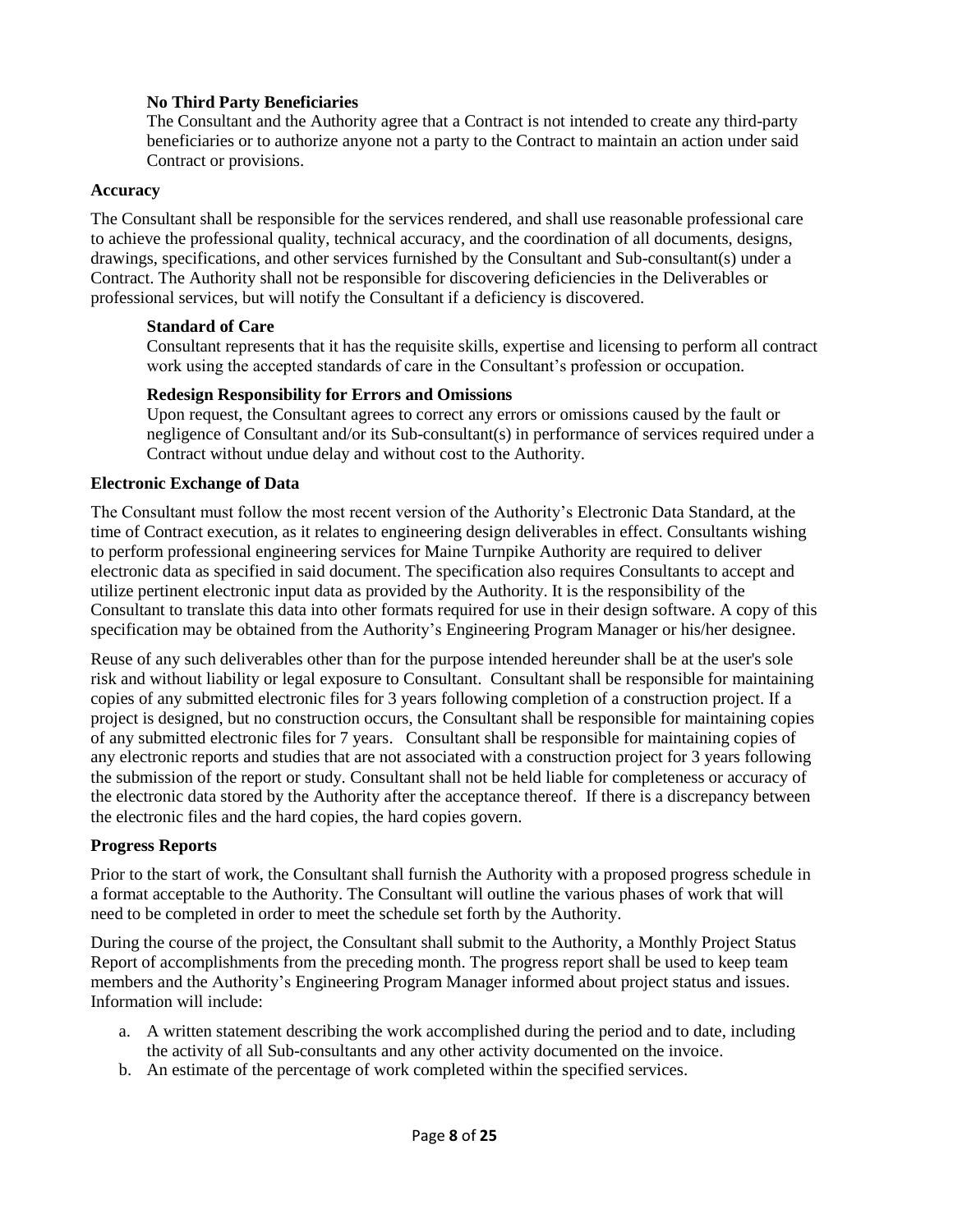#### No Third Party Beneficiaries

The Consultant and the Authority agree that a Contract is not intended to create any third-party beneficiaries or to authorize anyone not a party to the Contract to maintain an action under said Contract or provisions.

### Accuracy

The Consultant shall be responsible for the services rendered, and shall use reasonable professional care to achieve the professional quality, technical accuracy, and the coordination of all documents, designs, drawings, specifications, and other services furnished by the Consultant and Sub-consultant(s) under a Contract. The Authority shall not be responsible for discovering deficiencies in the Deliverables or professional services, but will notify the Consultant if a deficiency is discovered.

#### Standard of Care

Consultant represents that it has the requisite skills, expertise and licensing to perform all contract work using the accepted standards of care in the Consultant's profession or occupation.

#### Redesign Responsibility for Errors and Omissions

Upon request, the Consultant agrees to correct any errors or omissions caused by the fault or negligence of Consultant and/or its Sub-consultant(s) in performance of services required under a Contract without undue delay and without cost to the Authority.

### Electronic Exchange of Data

The Consultant must follow the most recent version of the Authority's Electronic Data Standard, at the time of Contract execution, as it relates to engineering design deliverables in effect. Consultants wishing to perform professional engineering services for Maine Turnpike Authority are required to deliver electronic data as specified in said document. The specification also requires Consultants to accept and utilize pertinent electronic input data as provided by the Authority. It is the responsibility of the Consultant to translate this data into other formats required for use in their design software. A copy of this specification may be obtained from the Authority's Engineering Program Manager or his/her designee.

Reuse of any such deliverables other than for the purpose intended hereunder shall be at the user's sole risk and without liability or legal exposure to Consultant. Consultant shall be responsible for maintaining copies of any submitted electronic files for 3 years following completion of a construction project. If a project is designed, but no construction occurs, the Consultant shall be responsible for maintaining copies of any submitted electronic files for 7 years. Consultant shall be responsible for maintaining copies of any electronic reports and studies that are not associated with a construction project for 3 years following the submission of the report or study. Consultant shall not be held liable for completeness or accuracy of the electronic data stored by the Authority after the acceptance thereof. If there is a discrepancy between the electronic files and the hard copies, the hard copies govern.

### Progress Reports

Prior to the start of work, the Consultant shall furnish the Authority with a proposed progress schedule in a format acceptable to the Authority. The Consultant will outline the various phases of work that will need to be completed in order to meet the schedule set forth by the Authority.

During the course of the project, the Consultant shall submit to the Authority, a Monthly Project Status Report of accomplishments from the preceding month. The progress report shall be used to keep team members and the Authority's Engineering Program Manager informed about project status and issues. Information will include:

a. A written statement describing the work accomplished during the period and to date, including the activity of all Sub-consultants and any other activity documented on the invoice.
b. An estimate of the percentage of work completed within the specified services.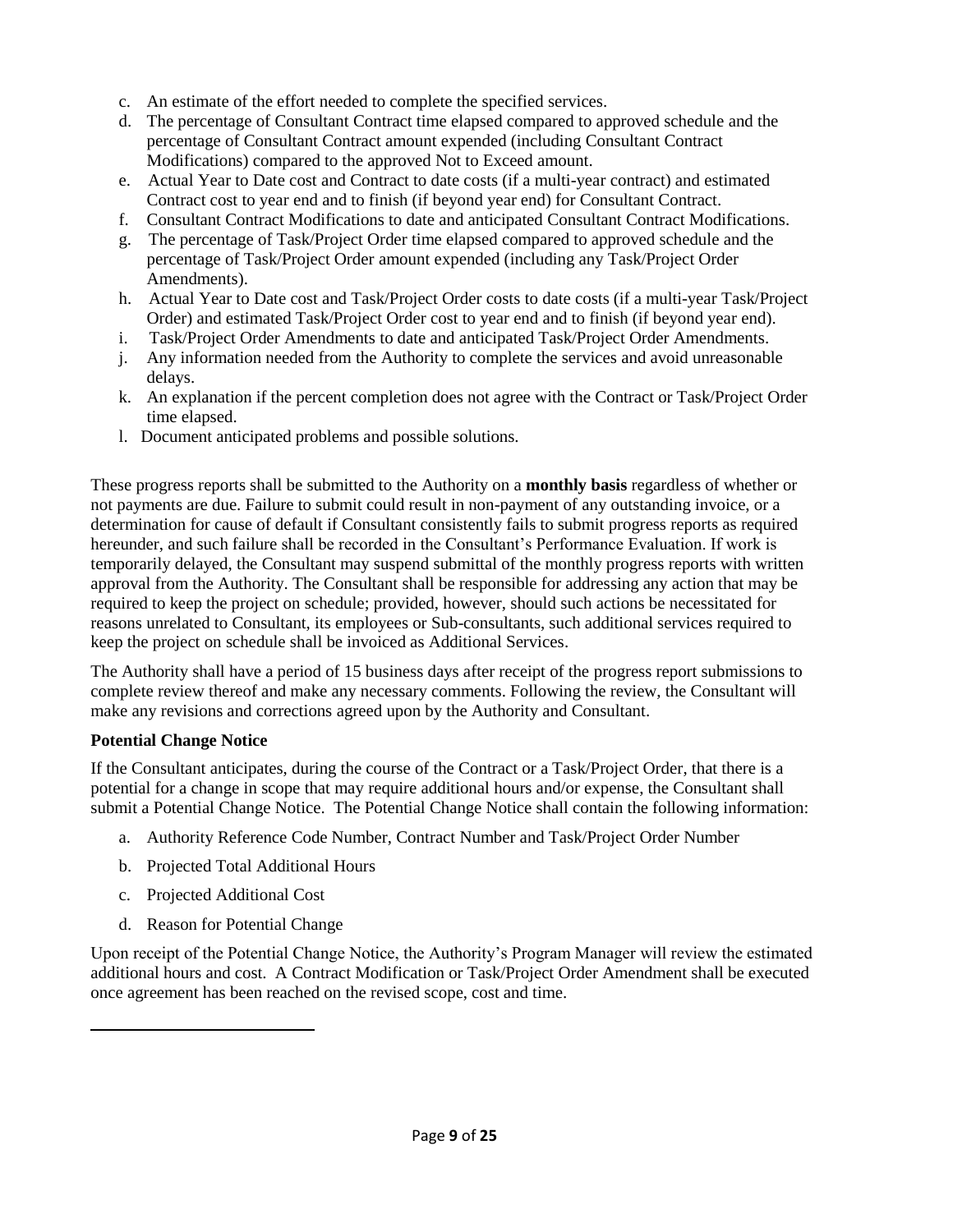c. An estimate of the effort needed to complete the specified services.
d. The percentage of Consultant Contract time elapsed compared to approved schedule and the percentage of Consultant Contract amount expended (including Consultant Contract Modifications) compared to the approved Not to Exceed amount.
e. Actual Year to Date cost and Contract to date costs (if a multi-year contract) and estimated Contract cost to year end and to finish (if beyond year end) for Consultant Contract.
f. Consultant Contract Modifications to date and anticipated Consultant Contract Modifications.
g. The percentage of Task/Project Order time elapsed compared to approved schedule and the percentage of Task/Project Order amount expended (including any Task/Project Order Amendments).
h. Actual Year to Date cost and Task/Project Order costs to date costs (if a multi-year Task/Project Order) and estimated Task/Project Order cost to year end and to finish (if beyond year end).
i. Task/Project Order Amendments to date and anticipated Task/Project Order Amendments.
j. Any information needed from the Authority to complete the services and avoid unreasonable delays.
k. An explanation if the percent completion does not agree with the Contract or Task/Project Order time elapsed.
l. Document anticipated problems and possible solutions.

These progress reports shall be submitted to the Authority on a **monthly basis** regardless of whether or not payments are due. Failure to submit could result in non-payment of any outstanding invoice, or a determination for cause of default if Consultant consistently fails to submit progress reports as required hereunder, and such failure shall be recorded in the Consultant's Performance Evaluation. If work is temporarily delayed, the Consultant may suspend submittal of the monthly progress reports with written approval from the Authority. The Consultant shall be responsible for addressing any action that may be required to keep the project on schedule; provided, however, should such actions be necessitated for reasons unrelated to Consultant, its employees or Sub-consultants, such additional services required to keep the project on schedule shall be invoiced as Additional Services.

The Authority shall have a period of 15 business days after receipt of the progress report submissions to complete review thereof and make any necessary comments. Following the review, the Consultant will make any revisions and corrections agreed upon by the Authority and Consultant.

**Potential Change Notice**

If the Consultant anticipates, during the course of the Contract or a Task/Project Order, that there is a potential for a change in scope that may require additional hours and/or expense, the Consultant shall submit a Potential Change Notice. The Potential Change Notice shall contain the following information:

a. Authority Reference Code Number, Contract Number and Task/Project Order Number
b. Projected Total Additional Hours
c. Projected Additional Cost
d. Reason for Potential Change

Upon receipt of the Potential Change Notice, the Authority's Program Manager will review the estimated additional hours and cost. A Contract Modification or Task/Project Order Amendment shall be executed once agreement has been reached on the revised scope, cost and time.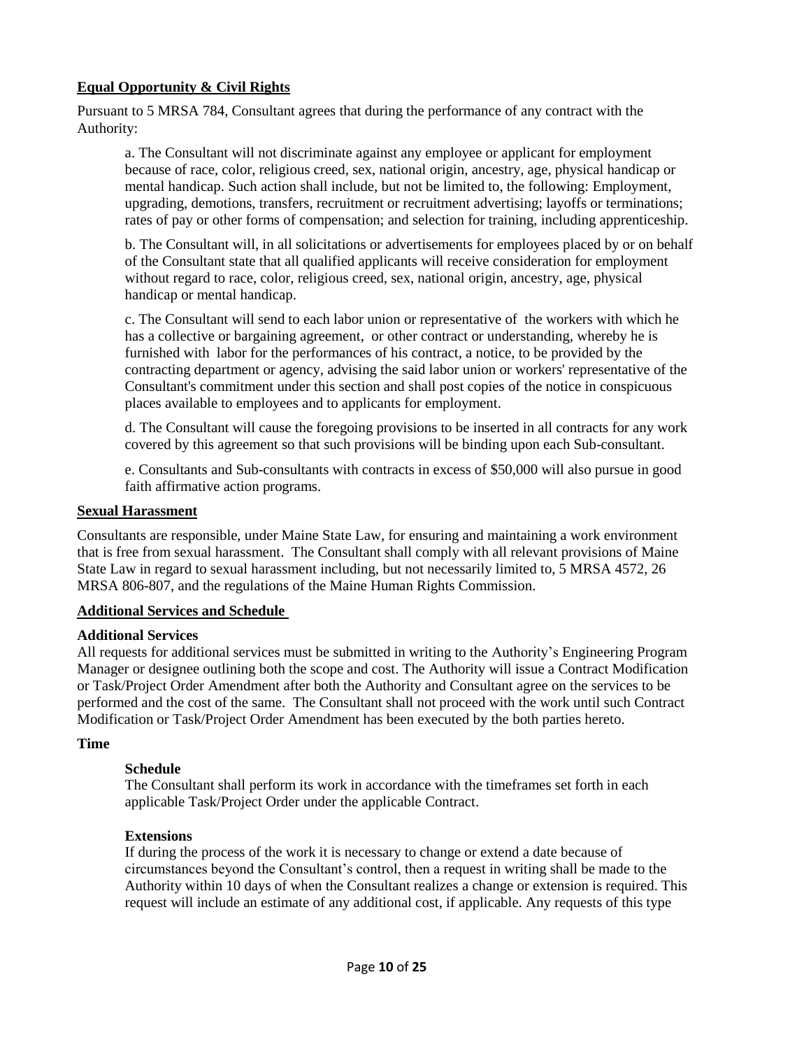## Equal Opportunity & Civil Rights

Pursuant to 5 MRSA 784, Consultant agrees that during the performance of any contract with the Authority:

a. The Consultant will not discriminate against any employee or applicant for employment because of race, color, religious creed, sex, national origin, ancestry, age, physical handicap or mental handicap. Such action shall include, but not be limited to, the following: Employment, upgrading, demotions, transfers, recruitment or recruitment advertising; layoffs or terminations; rates of pay or other forms of compensation; and selection for training, including apprenticeship.

b. The Consultant will, in all solicitations or advertisements for employees placed by or on behalf of the Consultant state that all qualified applicants will receive consideration for employment without regard to race, color, religious creed, sex, national origin, ancestry, age, physical handicap or mental handicap.

c. The Consultant will send to each labor union or representative of the workers with which he has a collective or bargaining agreement, or other contract or understanding, whereby he is furnished with labor for the performances of his contract, a notice, to be provided by the contracting department or agency, advising the said labor union or workers' representative of the Consultant's commitment under this section and shall post copies of the notice in conspicuous places available to employees and to applicants for employment.

d. The Consultant will cause the foregoing provisions to be inserted in all contracts for any work covered by this agreement so that such provisions will be binding upon each Sub-consultant.

e. Consultants and Sub-consultants with contracts in excess of $50,000 will also pursue in good faith affirmative action programs.

## Sexual Harassment

Consultants are responsible, under Maine State Law, for ensuring and maintaining a work environment that is free from sexual harassment. The Consultant shall comply with all relevant provisions of Maine State Law in regard to sexual harassment including, but not necessarily limited to, 5 MRSA 4572, 26 MRSA 806-807, and the regulations of the Maine Human Rights Commission.

## Additional Services and Schedule

### Additional Services

All requests for additional services must be submitted in writing to the Authority's Engineering Program Manager or designee outlining both the scope and cost. The Authority will issue a Contract Modification or Task/Project Order Amendment after both the Authority and Consultant agree on the services to be performed and the cost of the same. The Consultant shall not proceed with the work until such Contract Modification or Task/Project Order Amendment has been executed by the both parties hereto.

### Time

#### Schedule

The Consultant shall perform its work in accordance with the timeframes set forth in each applicable Task/Project Order under the applicable Contract.

#### Extensions

If during the process of the work it is necessary to change or extend a date because of circumstances beyond the Consultant's control, then a request in writing shall be made to the Authority within 10 days of when the Consultant realizes a change or extension is required. This request will include an estimate of any additional cost, if applicable. Any requests of this type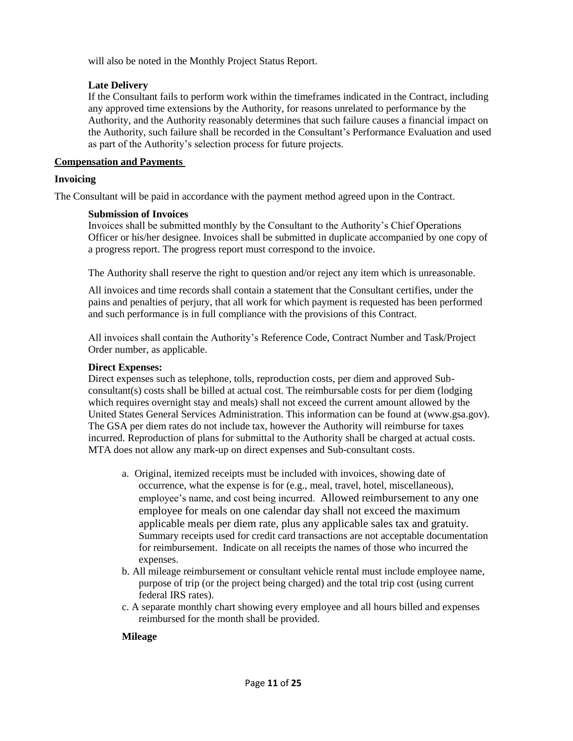will also be noted in the Monthly Project Status Report.

**Late Delivery**

If the Consultant fails to perform work within the timeframes indicated in the Contract, including any approved time extensions by the Authority, for reasons unrelated to performance by the Authority, and the Authority reasonably determines that such failure causes a financial impact on the Authority, such failure shall be recorded in the Consultant's Performance Evaluation and used as part of the Authority's selection process for future projects.

## Compensation and Payments

### Invoicing

The Consultant will be paid in accordance with the payment method agreed upon in the Contract.

**Submission of Invoices**

Invoices shall be submitted monthly by the Consultant to the Authority's Chief Operations Officer or his/her designee. Invoices shall be submitted in duplicate accompanied by one copy of a progress report. The progress report must correspond to the invoice.

The Authority shall reserve the right to question and/or reject any item which is unreasonable.

All invoices and time records shall contain a statement that the Consultant certifies, under the pains and penalties of perjury, that all work for which payment is requested has been performed and such performance is in full compliance with the provisions of this Contract.

All invoices shall contain the Authority's Reference Code, Contract Number and Task/Project Order number, as applicable.

**Direct Expenses:**

Direct expenses such as telephone, tolls, reproduction costs, per diem and approved Sub-consultant(s) costs shall be billed at actual cost. The reimbursable costs for per diem (lodging which requires overnight stay and meals) shall not exceed the current amount allowed by the United States General Services Administration. This information can be found at (www.gsa.gov). The GSA per diem rates do not include tax, however the Authority will reimburse for taxes incurred. Reproduction of plans for submittal to the Authority shall be charged at actual costs. MTA does not allow any mark-up on direct expenses and Sub-consultant costs.

a. Original, itemized receipts must be included with invoices, showing date of occurrence, what the expense is for (e.g., meal, travel, hotel, miscellaneous), employee's name, and cost being incurred. Allowed reimbursement to any one employee for meals on one calendar day shall not exceed the maximum applicable meals per diem rate, plus any applicable sales tax and gratuity. Summary receipts used for credit card transactions are not acceptable documentation for reimbursement. Indicate on all receipts the names of those who incurred the expenses.
b. All mileage reimbursement or consultant vehicle rental must include employee name, purpose of trip (or the project being charged) and the total trip cost (using current federal IRS rates).
c. A separate monthly chart showing every employee and all hours billed and expenses reimbursed for the month shall be provided.

**Mileage**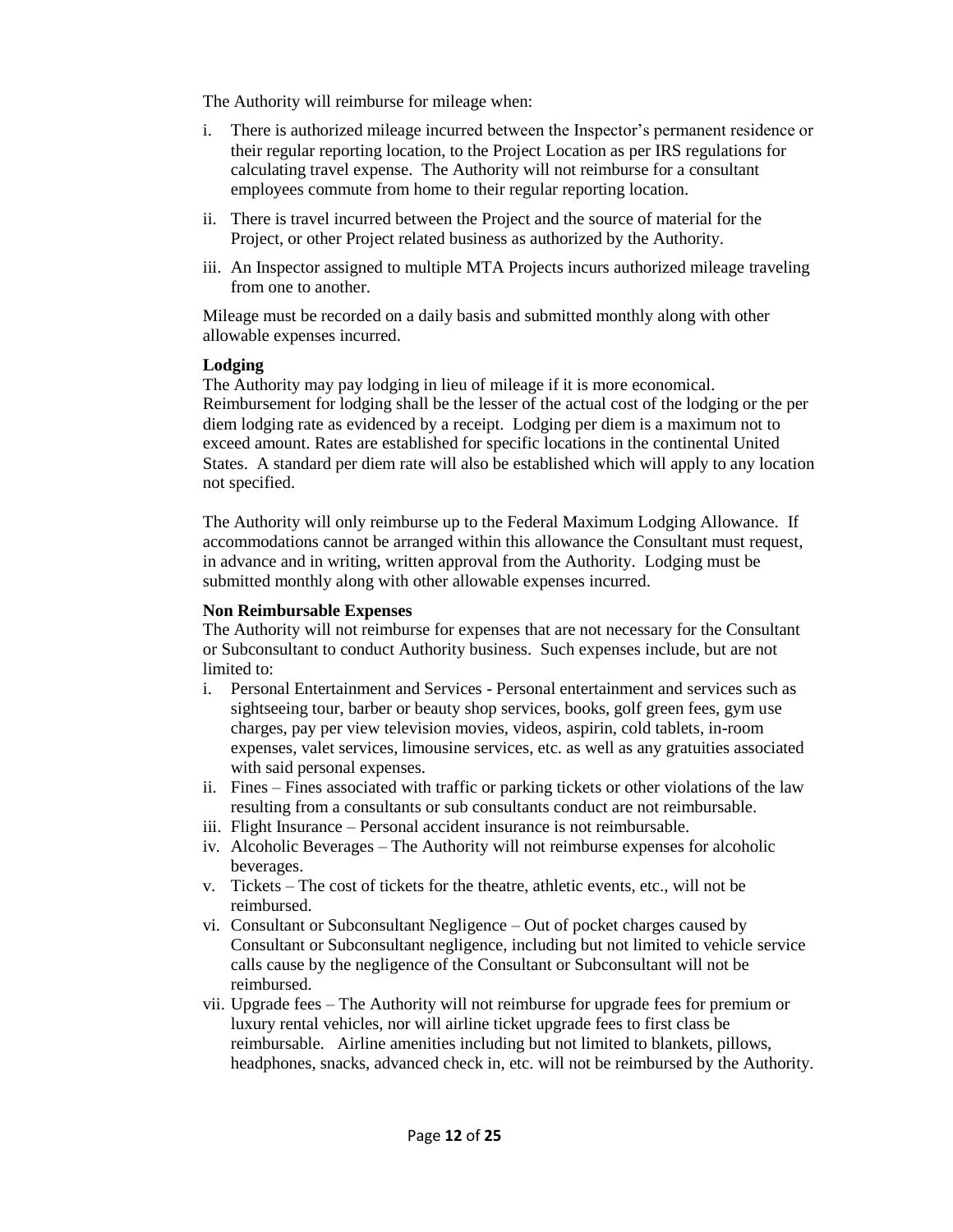The Authority will reimburse for mileage when:

i. There is authorized mileage incurred between the Inspector's permanent residence or their regular reporting location, to the Project Location as per IRS regulations for calculating travel expense. The Authority will not reimburse for a consultant employees commute from home to their regular reporting location.

ii. There is travel incurred between the Project and the source of material for the Project, or other Project related business as authorized by the Authority.

iii. An Inspector assigned to multiple MTA Projects incurs authorized mileage traveling from one to another.

Mileage must be recorded on a daily basis and submitted monthly along with other allowable expenses incurred.

**Lodging**

The Authority may pay lodging in lieu of mileage if it is more economical. Reimbursement for lodging shall be the lesser of the actual cost of the lodging or the per diem lodging rate as evidenced by a receipt. Lodging per diem is a maximum not to exceed amount. Rates are established for specific locations in the continental United States. A standard per diem rate will also be established which will apply to any location not specified.

The Authority will only reimburse up to the Federal Maximum Lodging Allowance. If accommodations cannot be arranged within this allowance the Consultant must request, in advance and in writing, written approval from the Authority. Lodging must be submitted monthly along with other allowable expenses incurred.

**Non Reimbursable Expenses**

The Authority will not reimburse for expenses that are not necessary for the Consultant or Subconsultant to conduct Authority business. Such expenses include, but are not limited to:

i. Personal Entertainment and Services - Personal entertainment and services such as sightseeing tour, barber or beauty shop services, books, golf green fees, gym use charges, pay per view television movies, videos, aspirin, cold tablets, in-room expenses, valet services, limousine services, etc. as well as any gratuities associated with said personal expenses.

ii. Fines – Fines associated with traffic or parking tickets or other violations of the law resulting from a consultants or sub consultants conduct are not reimbursable.

iii. Flight Insurance – Personal accident insurance is not reimbursable.

iv. Alcoholic Beverages – The Authority will not reimburse expenses for alcoholic beverages.

v. Tickets – The cost of tickets for the theatre, athletic events, etc., will not be reimbursed.

vi. Consultant or Subconsultant Negligence – Out of pocket charges caused by Consultant or Subconsultant negligence, including but not limited to vehicle service calls cause by the negligence of the Consultant or Subconsultant will not be reimbursed.

vii. Upgrade fees – The Authority will not reimburse for upgrade fees for premium or luxury rental vehicles, nor will airline ticket upgrade fees to first class be reimbursable. Airline amenities including but not limited to blankets, pillows, headphones, snacks, advanced check in, etc. will not be reimbursed by the Authority.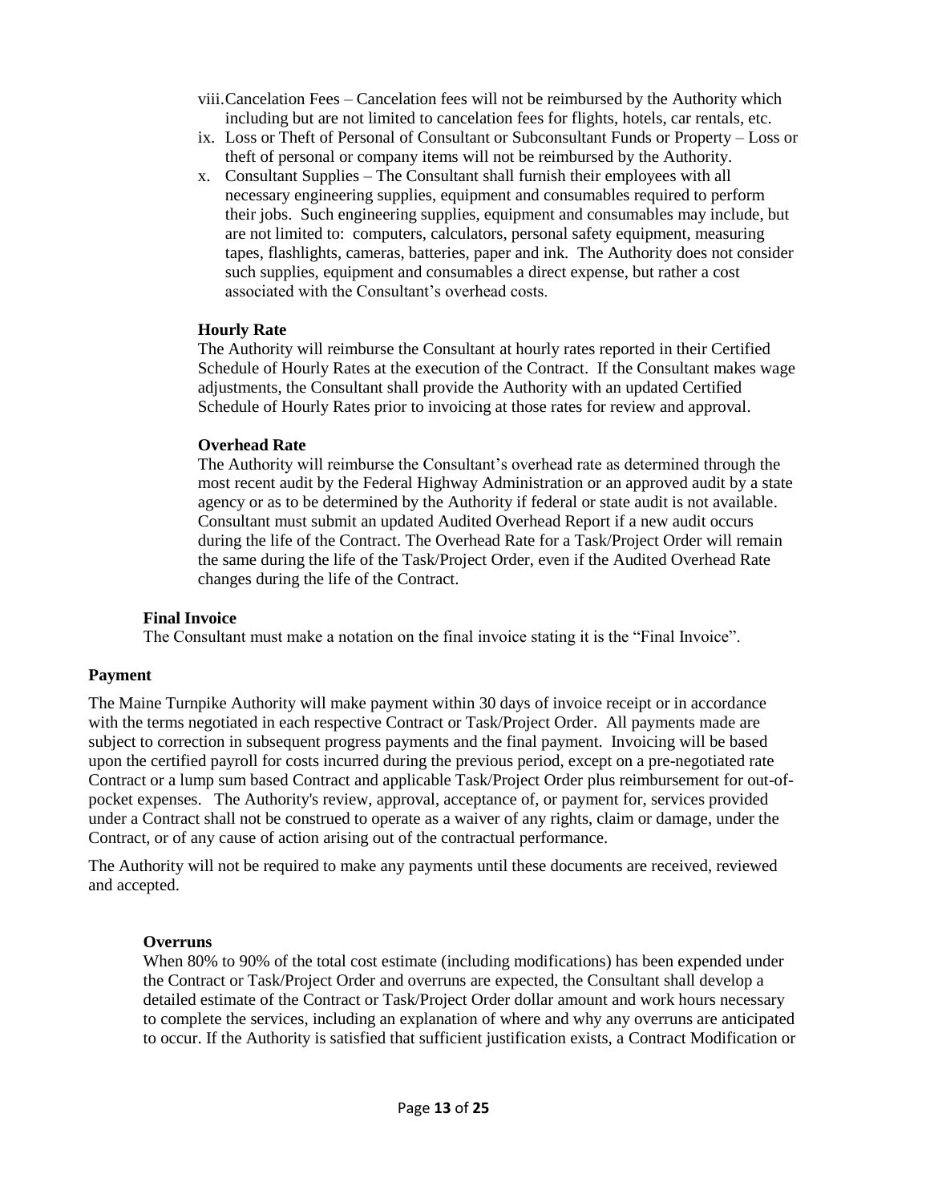viii. Cancelation Fees – Cancelation fees will not be reimbursed by the Authority which including but are not limited to cancelation fees for flights, hotels, car rentals, etc.

ix. Loss or Theft of Personal of Consultant or Subconsultant Funds or Property – Loss or theft of personal or company items will not be reimbursed by the Authority.

x. Consultant Supplies – The Consultant shall furnish their employees with all necessary engineering supplies, equipment and consumables required to perform their jobs. Such engineering supplies, equipment and consumables may include, but are not limited to: computers, calculators, personal safety equipment, measuring tapes, flashlights, cameras, batteries, paper and ink. The Authority does not consider such supplies, equipment and consumables a direct expense, but rather a cost associated with the Consultant's overhead costs.

**Hourly Rate**

The Authority will reimburse the Consultant at hourly rates reported in their Certified Schedule of Hourly Rates at the execution of the Contract. If the Consultant makes wage adjustments, the Consultant shall provide the Authority with an updated Certified Schedule of Hourly Rates prior to invoicing at those rates for review and approval.

**Overhead Rate**

The Authority will reimburse the Consultant's overhead rate as determined through the most recent audit by the Federal Highway Administration or an approved audit by a state agency or as to be determined by the Authority if federal or state audit is not available. Consultant must submit an updated Audited Overhead Report if a new audit occurs during the life of the Contract. The Overhead Rate for a Task/Project Order will remain the same during the life of the Task/Project Order, even if the Audited Overhead Rate changes during the life of the Contract.

**Final Invoice**

The Consultant must make a notation on the final invoice stating it is the "Final Invoice".

**Payment**

The Maine Turnpike Authority will make payment within 30 days of invoice receipt or in accordance with the terms negotiated in each respective Contract or Task/Project Order. All payments made are subject to correction in subsequent progress payments and the final payment. Invoicing will be based upon the certified payroll for costs incurred during the previous period, except on a pre-negotiated rate Contract or a lump sum based Contract and applicable Task/Project Order plus reimbursement for out-of-pocket expenses. The Authority's review, approval, acceptance of, or payment for, services provided under a Contract shall not be construed to operate as a waiver of any rights, claim or damage, under the Contract, or of any cause of action arising out of the contractual performance.

The Authority will not be required to make any payments until these documents are received, reviewed and accepted.

**Overruns**

When 80% to 90% of the total cost estimate (including modifications) has been expended under the Contract or Task/Project Order and overruns are expected, the Consultant shall develop a detailed estimate of the Contract or Task/Project Order dollar amount and work hours necessary to complete the services, including an explanation of where and why any overruns are anticipated to occur. If the Authority is satisfied that sufficient justification exists, a Contract Modification or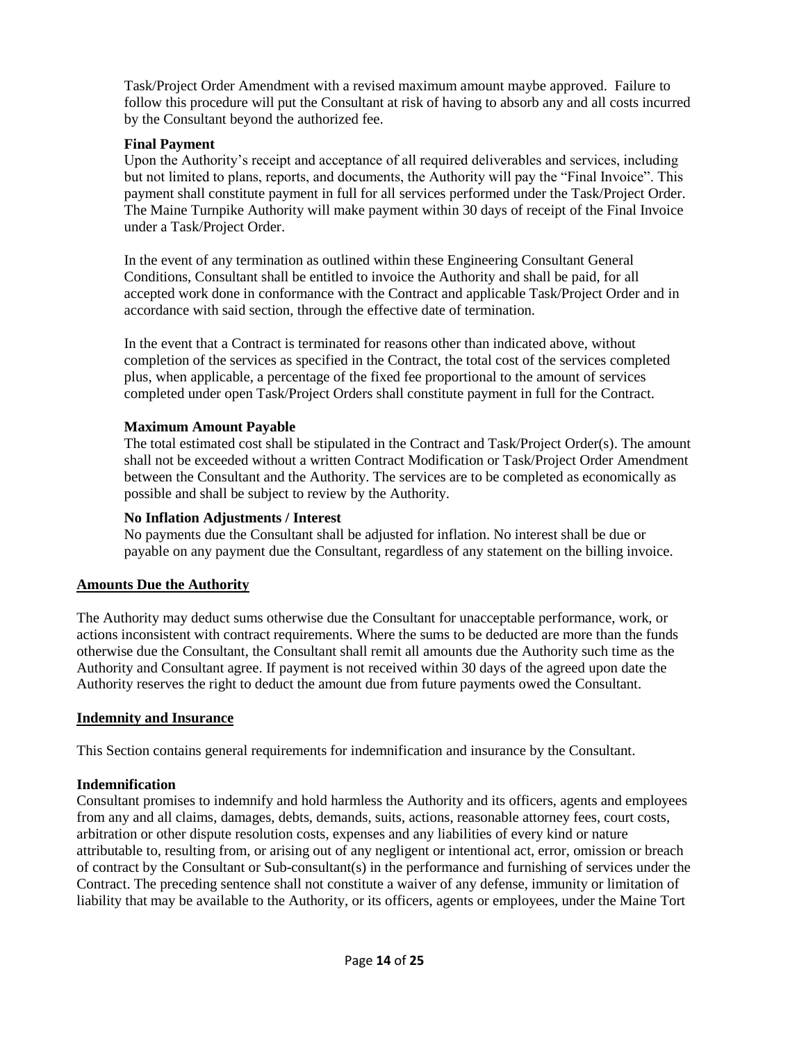Task/Project Order Amendment with a revised maximum amount maybe approved. Failure to follow this procedure will put the Consultant at risk of having to absorb any and all costs incurred by the Consultant beyond the authorized fee.

**Final Payment**

Upon the Authority's receipt and acceptance of all required deliverables and services, including but not limited to plans, reports, and documents, the Authority will pay the "Final Invoice". This payment shall constitute payment in full for all services performed under the Task/Project Order. The Maine Turnpike Authority will make payment within 30 days of receipt of the Final Invoice under a Task/Project Order.

In the event of any termination as outlined within these Engineering Consultant General Conditions, Consultant shall be entitled to invoice the Authority and shall be paid, for all accepted work done in conformance with the Contract and applicable Task/Project Order and in accordance with said section, through the effective date of termination.

In the event that a Contract is terminated for reasons other than indicated above, without completion of the services as specified in the Contract, the total cost of the services completed plus, when applicable, a percentage of the fixed fee proportional to the amount of services completed under open Task/Project Orders shall constitute payment in full for the Contract.

**Maximum Amount Payable**

The total estimated cost shall be stipulated in the Contract and Task/Project Order(s). The amount shall not be exceeded without a written Contract Modification or Task/Project Order Amendment between the Consultant and the Authority. The services are to be completed as economically as possible and shall be subject to review by the Authority.

**No Inflation Adjustments / Interest**

No payments due the Consultant shall be adjusted for inflation. No interest shall be due or payable on any payment due the Consultant, regardless of any statement on the billing invoice.

## Amounts Due the Authority

The Authority may deduct sums otherwise due the Consultant for unacceptable performance, work, or actions inconsistent with contract requirements. Where the sums to be deducted are more than the funds otherwise due the Consultant, the Consultant shall remit all amounts due the Authority such time as the Authority and Consultant agree. If payment is not received within 30 days of the agreed upon date the Authority reserves the right to deduct the amount due from future payments owed the Consultant.

## Indemnity and Insurance

This Section contains general requirements for indemnification and insurance by the Consultant.

**Indemnification**

Consultant promises to indemnify and hold harmless the Authority and its officers, agents and employees from any and all claims, damages, debts, demands, suits, actions, reasonable attorney fees, court costs, arbitration or other dispute resolution costs, expenses and any liabilities of every kind or nature attributable to, resulting from, or arising out of any negligent or intentional act, error, omission or breach of contract by the Consultant or Sub-consultant(s) in the performance and furnishing of services under the Contract. The preceding sentence shall not constitute a waiver of any defense, immunity or limitation of liability that may be available to the Authority, or its officers, agents or employees, under the Maine Tort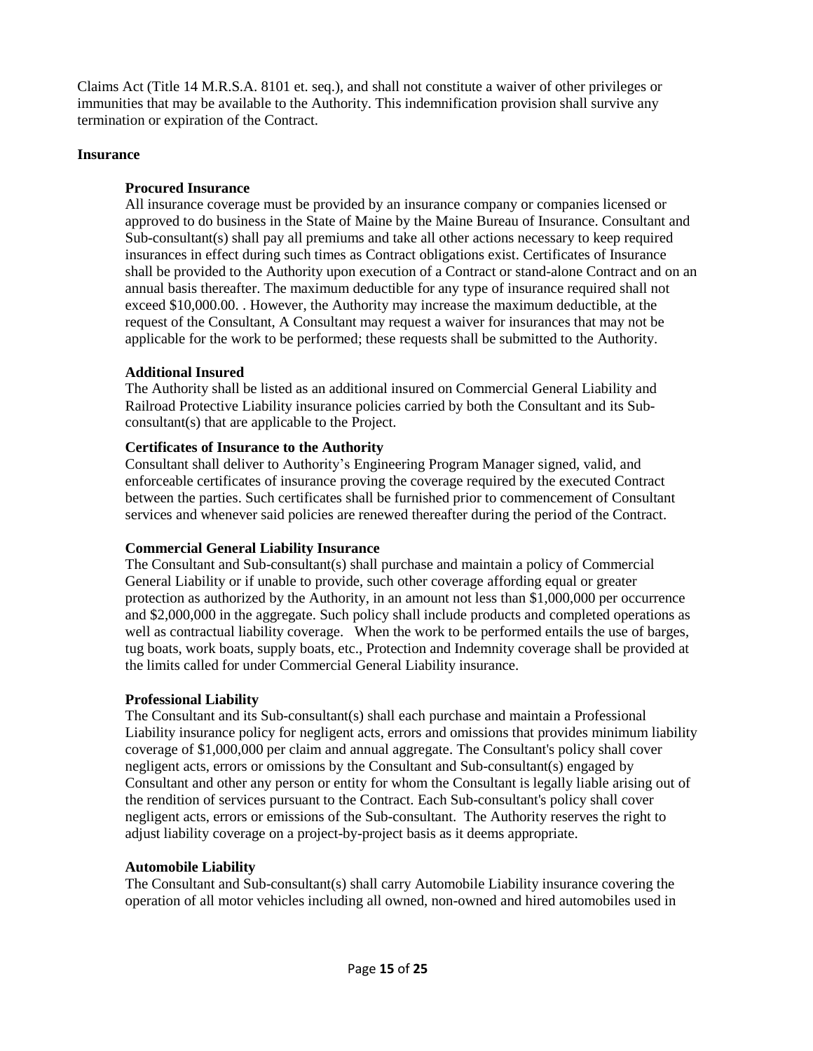Claims Act (Title 14 M.R.S.A. 8101 et. seq.), and shall not constitute a waiver of other privileges or immunities that may be available to the Authority. This indemnification provision shall survive any termination or expiration of the Contract.

**Insurance**

**Procured Insurance**

All insurance coverage must be provided by an insurance company or companies licensed or approved to do business in the State of Maine by the Maine Bureau of Insurance. Consultant and Sub-consultant(s) shall pay all premiums and take all other actions necessary to keep required insurances in effect during such times as Contract obligations exist. Certificates of Insurance shall be provided to the Authority upon execution of a Contract or stand-alone Contract and on an annual basis thereafter. The maximum deductible for any type of insurance required shall not exceed $10,000.00. . However, the Authority may increase the maximum deductible, at the request of the Consultant, A Consultant may request a waiver for insurances that may not be applicable for the work to be performed; these requests shall be submitted to the Authority.

**Additional Insured**

The Authority shall be listed as an additional insured on Commercial General Liability and Railroad Protective Liability insurance policies carried by both the Consultant and its Sub-consultant(s) that are applicable to the Project.

**Certificates of Insurance to the Authority**

Consultant shall deliver to Authority's Engineering Program Manager signed, valid, and enforceable certificates of insurance proving the coverage required by the executed Contract between the parties. Such certificates shall be furnished prior to commencement of Consultant services and whenever said policies are renewed thereafter during the period of the Contract.

**Commercial General Liability Insurance**

The Consultant and Sub-consultant(s) shall purchase and maintain a policy of Commercial General Liability or if unable to provide, such other coverage affording equal or greater protection as authorized by the Authority, in an amount not less than $1,000,000 per occurrence and $2,000,000 in the aggregate. Such policy shall include products and completed operations as well as contractual liability coverage. When the work to be performed entails the use of barges, tug boats, work boats, supply boats, etc., Protection and Indemnity coverage shall be provided at the limits called for under Commercial General Liability insurance.

**Professional Liability**

The Consultant and its Sub-consultant(s) shall each purchase and maintain a Professional Liability insurance policy for negligent acts, errors and omissions that provides minimum liability coverage of $1,000,000 per claim and annual aggregate. The Consultant's policy shall cover negligent acts, errors or omissions by the Consultant and Sub-consultant(s) engaged by Consultant and other any person or entity for whom the Consultant is legally liable arising out of the rendition of services pursuant to the Contract. Each Sub-consultant's policy shall cover negligent acts, errors or emissions of the Sub-consultant. The Authority reserves the right to adjust liability coverage on a project-by-project basis as it deems appropriate.

**Automobile Liability**

The Consultant and Sub-consultant(s) shall carry Automobile Liability insurance covering the operation of all motor vehicles including all owned, non-owned and hired automobiles used in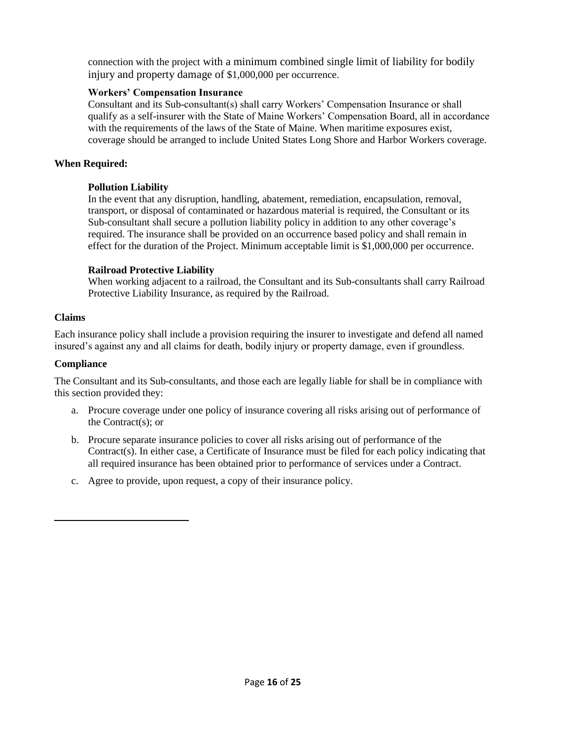connection with the project with a minimum combined single limit of liability for bodily injury and property damage of $1,000,000 per occurrence.

**Workers' Compensation Insurance**

Consultant and its Sub-consultant(s) shall carry Workers' Compensation Insurance or shall qualify as a self-insurer with the State of Maine Workers' Compensation Board, all in accordance with the requirements of the laws of the State of Maine. When maritime exposures exist, coverage should be arranged to include United States Long Shore and Harbor Workers coverage.

**When Required:**

**Pollution Liability**

In the event that any disruption, handling, abatement, remediation, encapsulation, removal, transport, or disposal of contaminated or hazardous material is required, the Consultant or its Sub-consultant shall secure a pollution liability policy in addition to any other coverage's required. The insurance shall be provided on an occurrence based policy and shall remain in effect for the duration of the Project. Minimum acceptable limit is $1,000,000 per occurrence.

**Railroad Protective Liability**

When working adjacent to a railroad, the Consultant and its Sub-consultants shall carry Railroad Protective Liability Insurance, as required by the Railroad.

**Claims**

Each insurance policy shall include a provision requiring the insurer to investigate and defend all named insured's against any and all claims for death, bodily injury or property damage, even if groundless.

**Compliance**

The Consultant and its Sub-consultants, and those each are legally liable for shall be in compliance with this section provided they:

a. Procure coverage under one policy of insurance covering all risks arising out of performance of the Contract(s); or

b. Procure separate insurance policies to cover all risks arising out of performance of the Contract(s). In either case, a Certificate of Insurance must be filed for each policy indicating that all required insurance has been obtained prior to performance of services under a Contract.

c. Agree to provide, upon request, a copy of their insurance policy.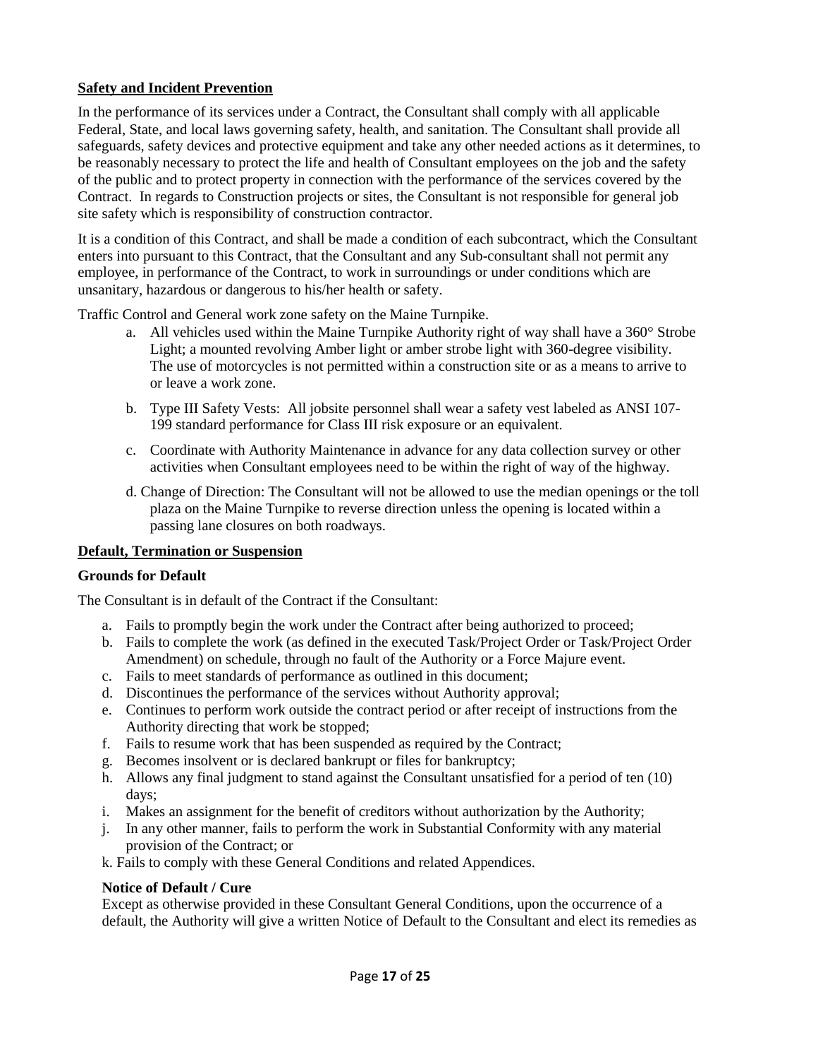**Safety and Incident Prevention**

In the performance of its services under a Contract, the Consultant shall comply with all applicable Federal, State, and local laws governing safety, health, and sanitation. The Consultant shall provide all safeguards, safety devices and protective equipment and take any other needed actions as it determines, to be reasonably necessary to protect the life and health of Consultant employees on the job and the safety of the public and to protect property in connection with the performance of the services covered by the Contract. In regards to Construction projects or sites, the Consultant is not responsible for general job site safety which is responsibility of construction contractor.

It is a condition of this Contract, and shall be made a condition of each subcontract, which the Consultant enters into pursuant to this Contract, that the Consultant and any Sub-consultant shall not permit any employee, in performance of the Contract, to work in surroundings or under conditions which are unsanitary, hazardous or dangerous to his/her health or safety.

Traffic Control and General work zone safety on the Maine Turnpike.

a. All vehicles used within the Maine Turnpike Authority right of way shall have a 360° Strobe Light; a mounted revolving Amber light or amber strobe light with 360-degree visibility. The use of motorcycles is not permitted within a construction site or as a means to arrive to or leave a work zone.

b. Type III Safety Vests: All jobsite personnel shall wear a safety vest labeled as ANSI 107-199 standard performance for Class III risk exposure or an equivalent.

c. Coordinate with Authority Maintenance in advance for any data collection survey or other activities when Consultant employees need to be within the right of way of the highway.

d. Change of Direction: The Consultant will not be allowed to use the median openings or the toll plaza on the Maine Turnpike to reverse direction unless the opening is located within a passing lane closures on both roadways.

**Default, Termination or Suspension**

**Grounds for Default**

The Consultant is in default of the Contract if the Consultant:

a. Fails to promptly begin the work under the Contract after being authorized to proceed;
b. Fails to complete the work (as defined in the executed Task/Project Order or Task/Project Order Amendment) on schedule, through no fault of the Authority or a Force Majure event.
c. Fails to meet standards of performance as outlined in this document;
d. Discontinues the performance of the services without Authority approval;
e. Continues to perform work outside the contract period or after receipt of instructions from the Authority directing that work be stopped;
f. Fails to resume work that has been suspended as required by the Contract;
g. Becomes insolvent or is declared bankrupt or files for bankruptcy;
h. Allows any final judgment to stand against the Consultant unsatisfied for a period of ten (10) days;
i. Makes an assignment for the benefit of creditors without authorization by the Authority;
j. In any other manner, fails to perform the work in Substantial Conformity with any material provision of the Contract; or
k. Fails to comply with these General Conditions and related Appendices.

**Notice of Default / Cure**

Except as otherwise provided in these Consultant General Conditions, upon the occurrence of a default, the Authority will give a written Notice of Default to the Consultant and elect its remedies as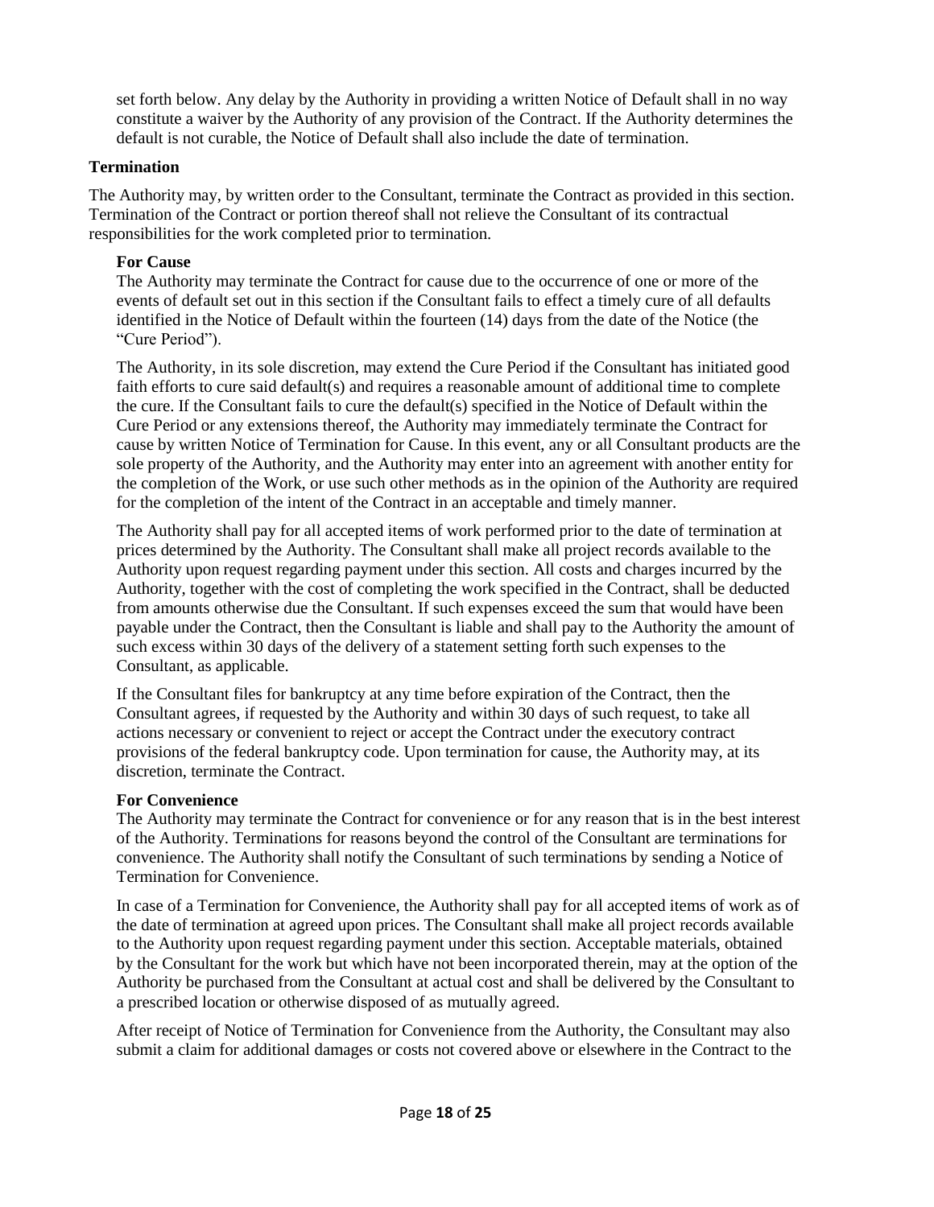set forth below. Any delay by the Authority in providing a written Notice of Default shall in no way constitute a waiver by the Authority of any provision of the Contract. If the Authority determines the default is not curable, the Notice of Default shall also include the date of termination.

### Termination

The Authority may, by written order to the Consultant, terminate the Contract as provided in this section. Termination of the Contract or portion thereof shall not relieve the Consultant of its contractual responsibilities for the work completed prior to termination.

#### For Cause

The Authority may terminate the Contract for cause due to the occurrence of one or more of the events of default set out in this section if the Consultant fails to effect a timely cure of all defaults identified in the Notice of Default within the fourteen (14) days from the date of the Notice (the "Cure Period").

The Authority, in its sole discretion, may extend the Cure Period if the Consultant has initiated good faith efforts to cure said default(s) and requires a reasonable amount of additional time to complete the cure. If the Consultant fails to cure the default(s) specified in the Notice of Default within the Cure Period or any extensions thereof, the Authority may immediately terminate the Contract for cause by written Notice of Termination for Cause. In this event, any or all Consultant products are the sole property of the Authority, and the Authority may enter into an agreement with another entity for the completion of the Work, or use such other methods as in the opinion of the Authority are required for the completion of the intent of the Contract in an acceptable and timely manner.

The Authority shall pay for all accepted items of work performed prior to the date of termination at prices determined by the Authority. The Consultant shall make all project records available to the Authority upon request regarding payment under this section. All costs and charges incurred by the Authority, together with the cost of completing the work specified in the Contract, shall be deducted from amounts otherwise due the Consultant. If such expenses exceed the sum that would have been payable under the Contract, then the Consultant is liable and shall pay to the Authority the amount of such excess within 30 days of the delivery of a statement setting forth such expenses to the Consultant, as applicable.

If the Consultant files for bankruptcy at any time before expiration of the Contract, then the Consultant agrees, if requested by the Authority and within 30 days of such request, to take all actions necessary or convenient to reject or accept the Contract under the executory contract provisions of the federal bankruptcy code. Upon termination for cause, the Authority may, at its discretion, terminate the Contract.

#### For Convenience

The Authority may terminate the Contract for convenience or for any reason that is in the best interest of the Authority. Terminations for reasons beyond the control of the Consultant are terminations for convenience. The Authority shall notify the Consultant of such terminations by sending a Notice of Termination for Convenience.

In case of a Termination for Convenience, the Authority shall pay for all accepted items of work as of the date of termination at agreed upon prices. The Consultant shall make all project records available to the Authority upon request regarding payment under this section. Acceptable materials, obtained by the Consultant for the work but which have not been incorporated therein, may at the option of the Authority be purchased from the Consultant at actual cost and shall be delivered by the Consultant to a prescribed location or otherwise disposed of as mutually agreed.

After receipt of Notice of Termination for Convenience from the Authority, the Consultant may also submit a claim for additional damages or costs not covered above or elsewhere in the Contract to the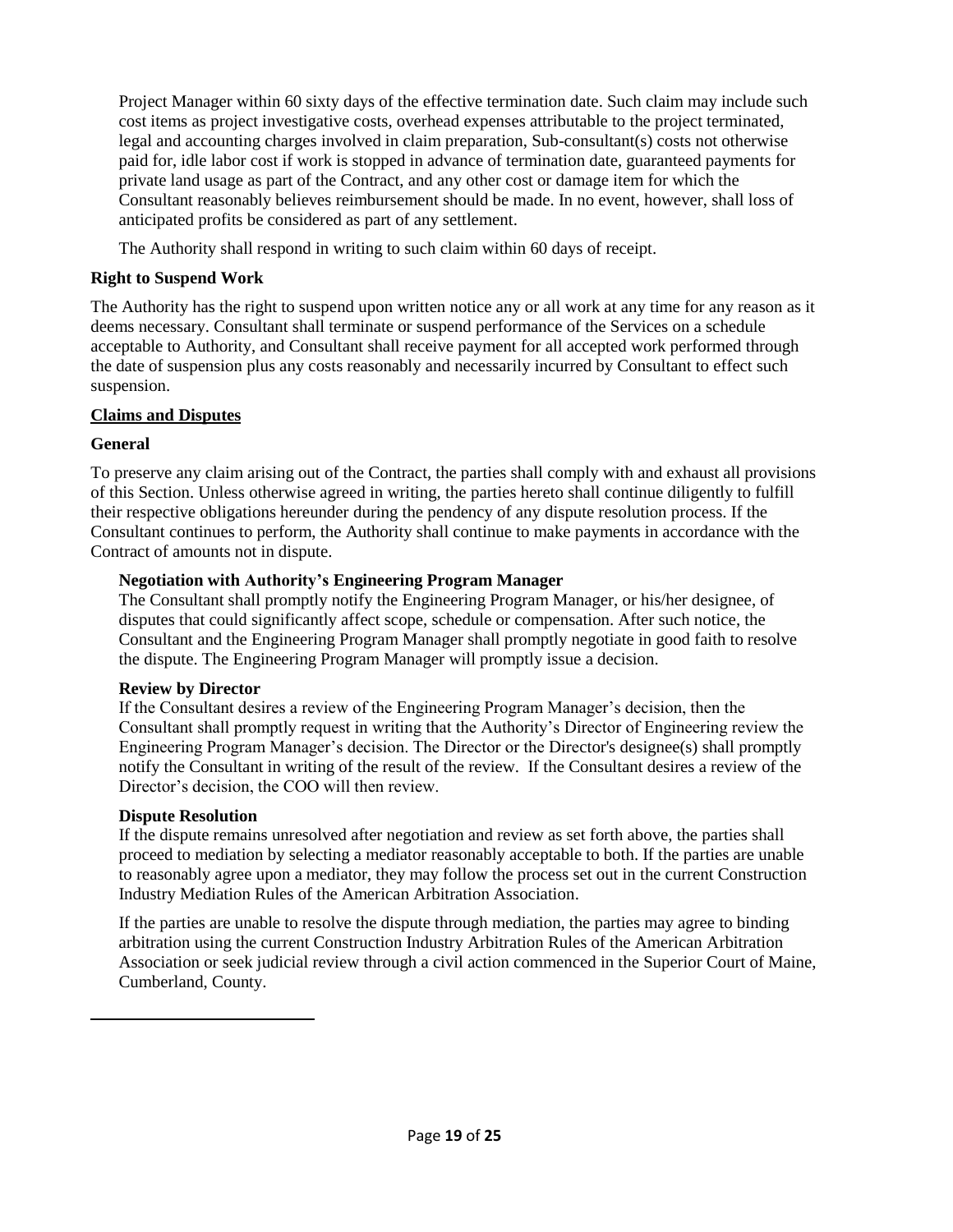Project Manager within 60 sixty days of the effective termination date. Such claim may include such cost items as project investigative costs, overhead expenses attributable to the project terminated, legal and accounting charges involved in claim preparation, Sub-consultant(s) costs not otherwise paid for, idle labor cost if work is stopped in advance of termination date, guaranteed payments for private land usage as part of the Contract, and any other cost or damage item for which the Consultant reasonably believes reimbursement should be made. In no event, however, shall loss of anticipated profits be considered as part of any settlement.

The Authority shall respond in writing to such claim within 60 days of receipt.

**Right to Suspend Work**

The Authority has the right to suspend upon written notice any or all work at any time for any reason as it deems necessary. Consultant shall terminate or suspend performance of the Services on a schedule acceptable to Authority, and Consultant shall receive payment for all accepted work performed through the date of suspension plus any costs reasonably and necessarily incurred by Consultant to effect such suspension.

**Claims and Disputes**

**General**

To preserve any claim arising out of the Contract, the parties shall comply with and exhaust all provisions of this Section. Unless otherwise agreed in writing, the parties hereto shall continue diligently to fulfill their respective obligations hereunder during the pendency of any dispute resolution process. If the Consultant continues to perform, the Authority shall continue to make payments in accordance with the Contract of amounts not in dispute.

**Negotiation with Authority's Engineering Program Manager**
The Consultant shall promptly notify the Engineering Program Manager, or his/her designee, of disputes that could significantly affect scope, schedule or compensation. After such notice, the Consultant and the Engineering Program Manager shall promptly negotiate in good faith to resolve the dispute. The Engineering Program Manager will promptly issue a decision.

**Review by Director**
If the Consultant desires a review of the Engineering Program Manager's decision, then the Consultant shall promptly request in writing that the Authority's Director of Engineering review the Engineering Program Manager's decision. The Director or the Director's designee(s) shall promptly notify the Consultant in writing of the result of the review. If the Consultant desires a review of the Director's decision, the COO will then review.

**Dispute Resolution**
If the dispute remains unresolved after negotiation and review as set forth above, the parties shall proceed to mediation by selecting a mediator reasonably acceptable to both. If the parties are unable to reasonably agree upon a mediator, they may follow the process set out in the current Construction Industry Mediation Rules of the American Arbitration Association.

If the parties are unable to resolve the dispute through mediation, the parties may agree to binding arbitration using the current Construction Industry Arbitration Rules of the American Arbitration Association or seek judicial review through a civil action commenced in the Superior Court of Maine, Cumberland, County.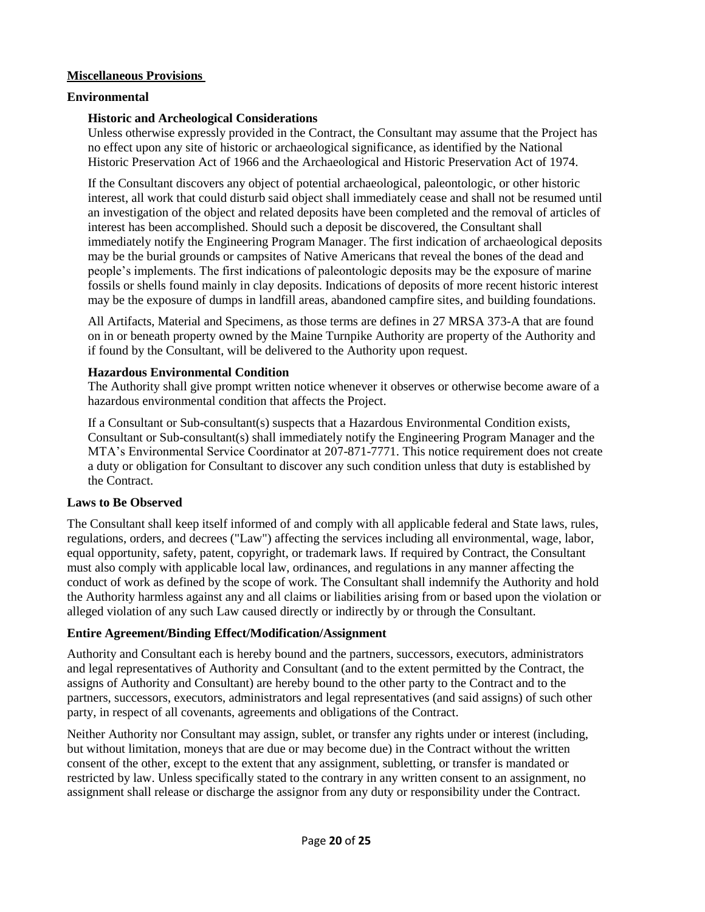## Miscellaneous Provisions

### Environmental

#### Historic and Archeological Considerations

Unless otherwise expressly provided in the Contract, the Consultant may assume that the Project has no effect upon any site of historic or archaeological significance, as identified by the National Historic Preservation Act of 1966 and the Archaeological and Historic Preservation Act of 1974.

If the Consultant discovers any object of potential archaeological, paleontologic, or other historic interest, all work that could disturb said object shall immediately cease and shall not be resumed until an investigation of the object and related deposits have been completed and the removal of articles of interest has been accomplished. Should such a deposit be discovered, the Consultant shall immediately notify the Engineering Program Manager. The first indication of archaeological deposits may be the burial grounds or campsites of Native Americans that reveal the bones of the dead and people's implements. The first indications of paleontologic deposits may be the exposure of marine fossils or shells found mainly in clay deposits. Indications of deposits of more recent historic interest may be the exposure of dumps in landfill areas, abandoned campfire sites, and building foundations.

All Artifacts, Material and Specimens, as those terms are defines in 27 MRSA 373-A that are found on in or beneath property owned by the Maine Turnpike Authority are property of the Authority and if found by the Consultant, will be delivered to the Authority upon request.

#### Hazardous Environmental Condition

The Authority shall give prompt written notice whenever it observes or otherwise become aware of a hazardous environmental condition that affects the Project.

If a Consultant or Sub-consultant(s) suspects that a Hazardous Environmental Condition exists, Consultant or Sub-consultant(s) shall immediately notify the Engineering Program Manager and the MTA's Environmental Service Coordinator at 207-871-7771. This notice requirement does not create a duty or obligation for Consultant to discover any such condition unless that duty is established by the Contract.

### Laws to Be Observed

The Consultant shall keep itself informed of and comply with all applicable federal and State laws, rules, regulations, orders, and decrees ("Law") affecting the services including all environmental, wage, labor, equal opportunity, safety, patent, copyright, or trademark laws. If required by Contract, the Consultant must also comply with applicable local law, ordinances, and regulations in any manner affecting the conduct of work as defined by the scope of work. The Consultant shall indemnify the Authority and hold the Authority harmless against any and all claims or liabilities arising from or based upon the violation or alleged violation of any such Law caused directly or indirectly by or through the Consultant.

### Entire Agreement/Binding Effect/Modification/Assignment

Authority and Consultant each is hereby bound and the partners, successors, executors, administrators and legal representatives of Authority and Consultant (and to the extent permitted by the Contract, the assigns of Authority and Consultant) are hereby bound to the other party to the Contract and to the partners, successors, executors, administrators and legal representatives (and said assigns) of such other party, in respect of all covenants, agreements and obligations of the Contract.

Neither Authority nor Consultant may assign, sublet, or transfer any rights under or interest (including, but without limitation, moneys that are due or may become due) in the Contract without the written consent of the other, except to the extent that any assignment, subletting, or transfer is mandated or restricted by law. Unless specifically stated to the contrary in any written consent to an assignment, no assignment shall release or discharge the assignor from any duty or responsibility under the Contract.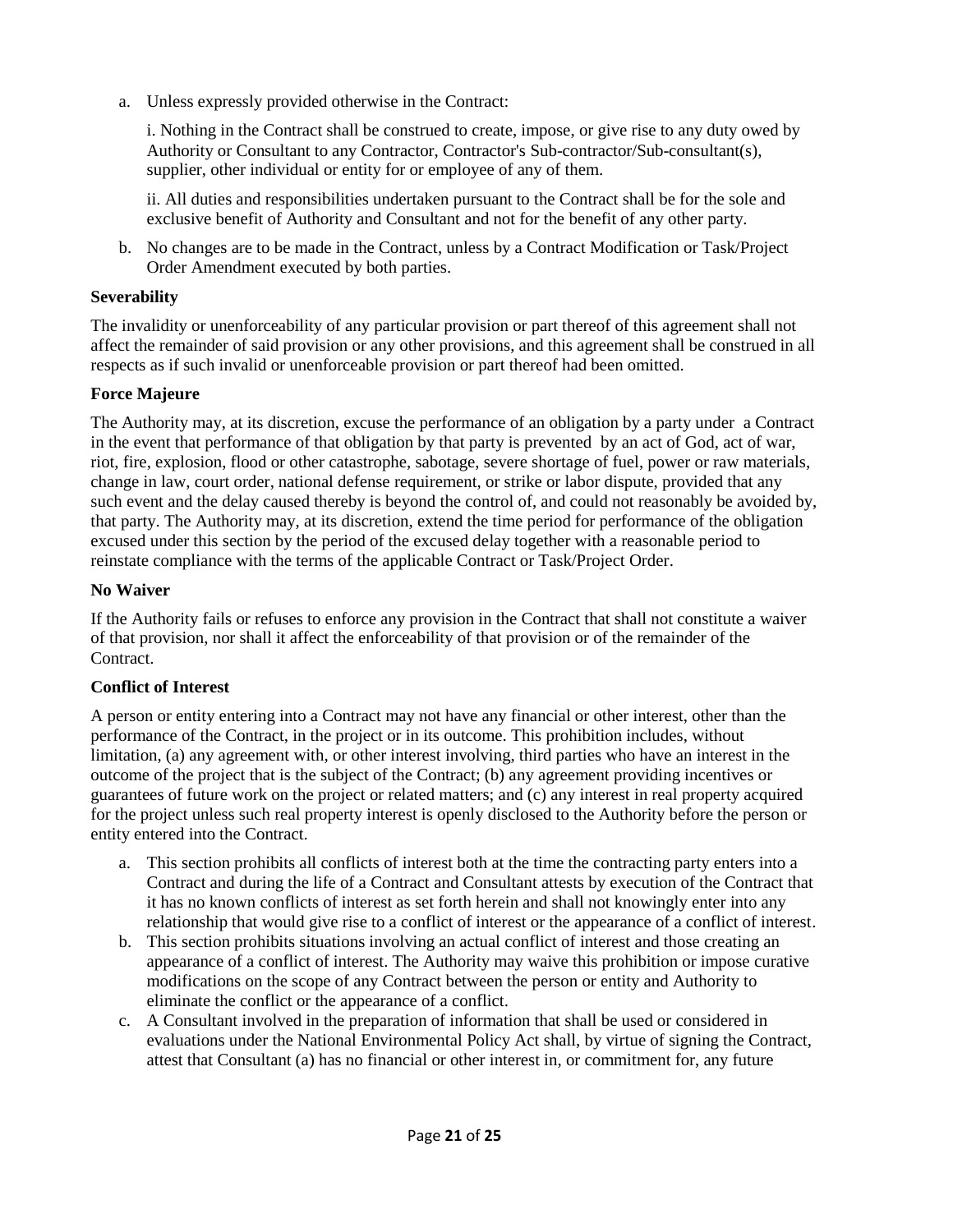a. Unless expressly provided otherwise in the Contract:

   i. Nothing in the Contract shall be construed to create, impose, or give rise to any duty owed by Authority or Consultant to any Contractor, Contractor's Sub-contractor/Sub-consultant(s), supplier, other individual or entity for or employee of any of them.

   ii. All duties and responsibilities undertaken pursuant to the Contract shall be for the sole and exclusive benefit of Authority and Consultant and not for the benefit of any other party.

b. No changes are to be made in the Contract, unless by a Contract Modification or Task/Project Order Amendment executed by both parties.

**Severability**

The invalidity or unenforceability of any particular provision or part thereof of this agreement shall not affect the remainder of said provision or any other provisions, and this agreement shall be construed in all respects as if such invalid or unenforceable provision or part thereof had been omitted.

**Force Majeure**

The Authority may, at its discretion, excuse the performance of an obligation by a party under a Contract in the event that performance of that obligation by that party is prevented by an act of God, act of war, riot, fire, explosion, flood or other catastrophe, sabotage, severe shortage of fuel, power or raw materials, change in law, court order, national defense requirement, or strike or labor dispute, provided that any such event and the delay caused thereby is beyond the control of, and could not reasonably be avoided by, that party. The Authority may, at its discretion, extend the time period for performance of the obligation excused under this section by the period of the excused delay together with a reasonable period to reinstate compliance with the terms of the applicable Contract or Task/Project Order.

**No Waiver**

If the Authority fails or refuses to enforce any provision in the Contract that shall not constitute a waiver of that provision, nor shall it affect the enforceability of that provision or of the remainder of the Contract.

**Conflict of Interest**

A person or entity entering into a Contract may not have any financial or other interest, other than the performance of the Contract, in the project or in its outcome. This prohibition includes, without limitation, (a) any agreement with, or other interest involving, third parties who have an interest in the outcome of the project that is the subject of the Contract; (b) any agreement providing incentives or guarantees of future work on the project or related matters; and (c) any interest in real property acquired for the project unless such real property interest is openly disclosed to the Authority before the person or entity entered into the Contract.

a. This section prohibits all conflicts of interest both at the time the contracting party enters into a Contract and during the life of a Contract and Consultant attests by execution of the Contract that it has no known conflicts of interest as set forth herein and shall not knowingly enter into any relationship that would give rise to a conflict of interest or the appearance of a conflict of interest.
b. This section prohibits situations involving an actual conflict of interest and those creating an appearance of a conflict of interest. The Authority may waive this prohibition or impose curative modifications on the scope of any Contract between the person or entity and Authority to eliminate the conflict or the appearance of a conflict.
c. A Consultant involved in the preparation of information that shall be used or considered in evaluations under the National Environmental Policy Act shall, by virtue of signing the Contract, attest that Consultant (a) has no financial or other interest in, or commitment for, any future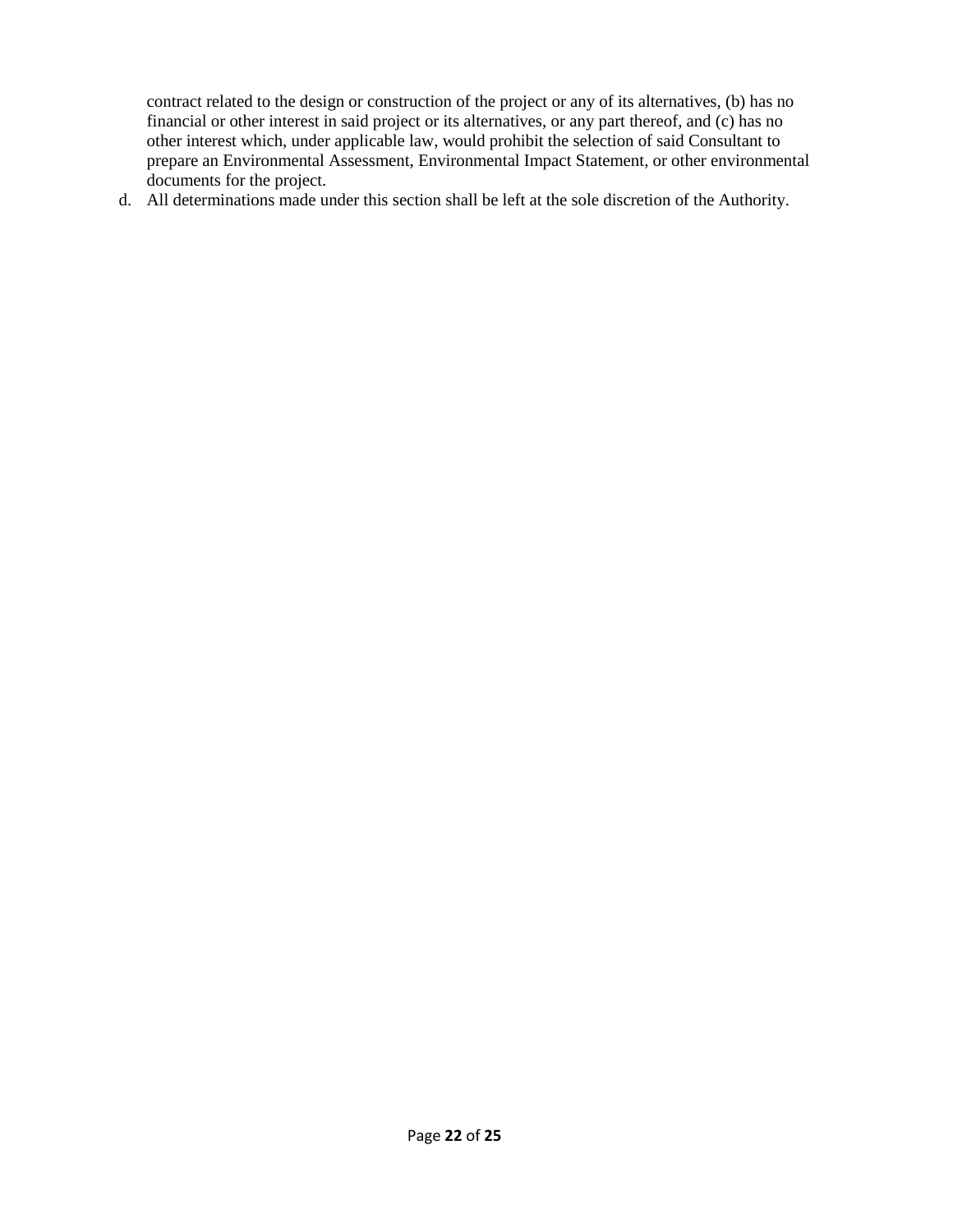contract related to the design or construction of the project or any of its alternatives, (b) has no financial or other interest in said project or its alternatives, or any part thereof, and (c) has no other interest which, under applicable law, would prohibit the selection of said Consultant to prepare an Environmental Assessment, Environmental Impact Statement, or other environmental documents for the project.

d. All determinations made under this section shall be left at the sole discretion of the Authority.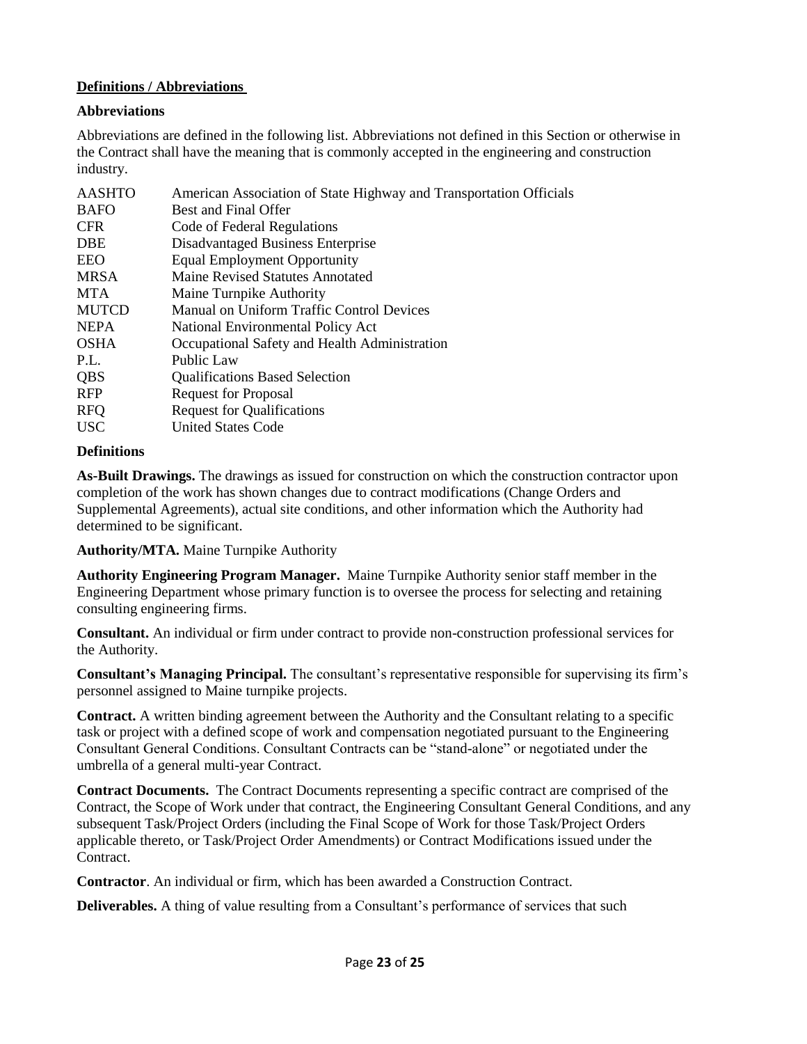**Definitions / Abbreviations**

**Abbreviations**

Abbreviations are defined in the following list. Abbreviations not defined in this Section or otherwise in the Contract shall have the meaning that is commonly accepted in the engineering and construction industry.

| | |
|---|---|
| AASHTO | American Association of State Highway and Transportation Officials |
| BAFO | Best and Final Offer |
| CFR | Code of Federal Regulations |
| DBE | Disadvantaged Business Enterprise |
| EEO | Equal Employment Opportunity |
| MRSA | Maine Revised Statutes Annotated |
| MTA | Maine Turnpike Authority |
| MUTCD | Manual on Uniform Traffic Control Devices |
| NEPA | National Environmental Policy Act |
| OSHA | Occupational Safety and Health Administration |
| P.L. | Public Law |
| QBS | Qualifications Based Selection |
| RFP | Request for Proposal |
| RFQ | Request for Qualifications |
| USC | United States Code |

**Definitions**

**As-Built Drawings.** The drawings as issued for construction on which the construction contractor upon completion of the work has shown changes due to contract modifications (Change Orders and Supplemental Agreements), actual site conditions, and other information which the Authority had determined to be significant.

**Authority/MTA.** Maine Turnpike Authority

**Authority Engineering Program Manager.** Maine Turnpike Authority senior staff member in the Engineering Department whose primary function is to oversee the process for selecting and retaining consulting engineering firms.

**Consultant.** An individual or firm under contract to provide non-construction professional services for the Authority.

**Consultant's Managing Principal.** The consultant's representative responsible for supervising its firm's personnel assigned to Maine turnpike projects.

**Contract.** A written binding agreement between the Authority and the Consultant relating to a specific task or project with a defined scope of work and compensation negotiated pursuant to the Engineering Consultant General Conditions. Consultant Contracts can be "stand-alone" or negotiated under the umbrella of a general multi-year Contract.

**Contract Documents.** The Contract Documents representing a specific contract are comprised of the Contract, the Scope of Work under that contract, the Engineering Consultant General Conditions, and any subsequent Task/Project Orders (including the Final Scope of Work for those Task/Project Orders applicable thereto, or Task/Project Order Amendments) or Contract Modifications issued under the Contract.

**Contractor**. An individual or firm, which has been awarded a Construction Contract.

**Deliverables.** A thing of value resulting from a Consultant's performance of services that such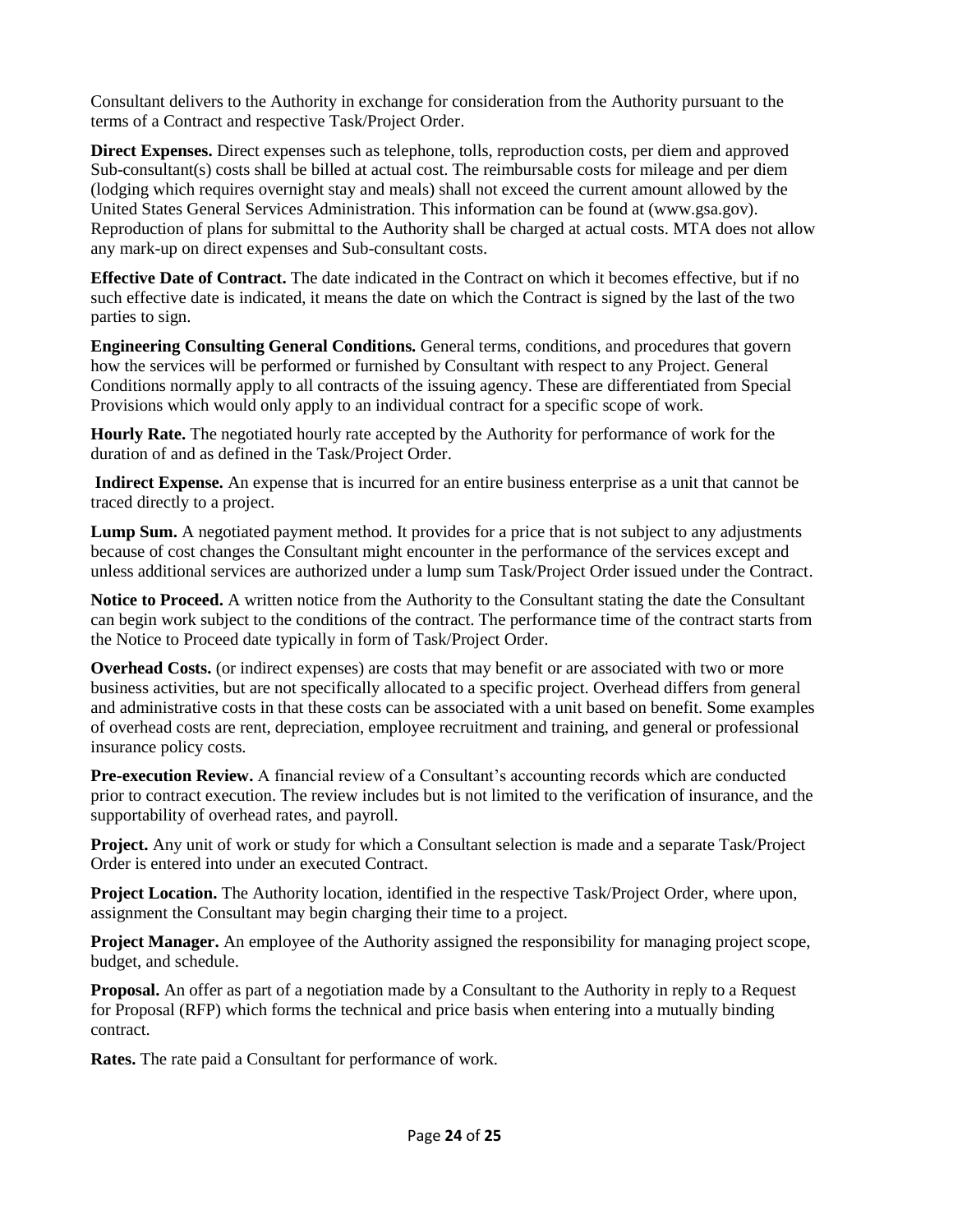Consultant delivers to the Authority in exchange for consideration from the Authority pursuant to the terms of a Contract and respective Task/Project Order.

**Direct Expenses.** Direct expenses such as telephone, tolls, reproduction costs, per diem and approved Sub-consultant(s) costs shall be billed at actual cost. The reimbursable costs for mileage and per diem (lodging which requires overnight stay and meals) shall not exceed the current amount allowed by the United States General Services Administration. This information can be found at (www.gsa.gov). Reproduction of plans for submittal to the Authority shall be charged at actual costs. MTA does not allow any mark-up on direct expenses and Sub-consultant costs.

**Effective Date of Contract.** The date indicated in the Contract on which it becomes effective, but if no such effective date is indicated, it means the date on which the Contract is signed by the last of the two parties to sign.

**Engineering Consulting General Conditions.** General terms, conditions, and procedures that govern how the services will be performed or furnished by Consultant with respect to any Project. General Conditions normally apply to all contracts of the issuing agency. These are differentiated from Special Provisions which would only apply to an individual contract for a specific scope of work.

**Hourly Rate.** The negotiated hourly rate accepted by the Authority for performance of work for the duration of and as defined in the Task/Project Order.

**Indirect Expense.** An expense that is incurred for an entire business enterprise as a unit that cannot be traced directly to a project.

**Lump Sum.** A negotiated payment method. It provides for a price that is not subject to any adjustments because of cost changes the Consultant might encounter in the performance of the services except and unless additional services are authorized under a lump sum Task/Project Order issued under the Contract.

**Notice to Proceed.** A written notice from the Authority to the Consultant stating the date the Consultant can begin work subject to the conditions of the contract. The performance time of the contract starts from the Notice to Proceed date typically in form of Task/Project Order.

**Overhead Costs.** (or indirect expenses) are costs that may benefit or are associated with two or more business activities, but are not specifically allocated to a specific project. Overhead differs from general and administrative costs in that these costs can be associated with a unit based on benefit. Some examples of overhead costs are rent, depreciation, employee recruitment and training, and general or professional insurance policy costs.

**Pre-execution Review.** A financial review of a Consultant's accounting records which are conducted prior to contract execution. The review includes but is not limited to the verification of insurance, and the supportability of overhead rates, and payroll.

**Project.** Any unit of work or study for which a Consultant selection is made and a separate Task/Project Order is entered into under an executed Contract.

**Project Location.** The Authority location, identified in the respective Task/Project Order, where upon, assignment the Consultant may begin charging their time to a project.

**Project Manager.** An employee of the Authority assigned the responsibility for managing project scope, budget, and schedule.

**Proposal.** An offer as part of a negotiation made by a Consultant to the Authority in reply to a Request for Proposal (RFP) which forms the technical and price basis when entering into a mutually binding contract.

**Rates.** The rate paid a Consultant for performance of work.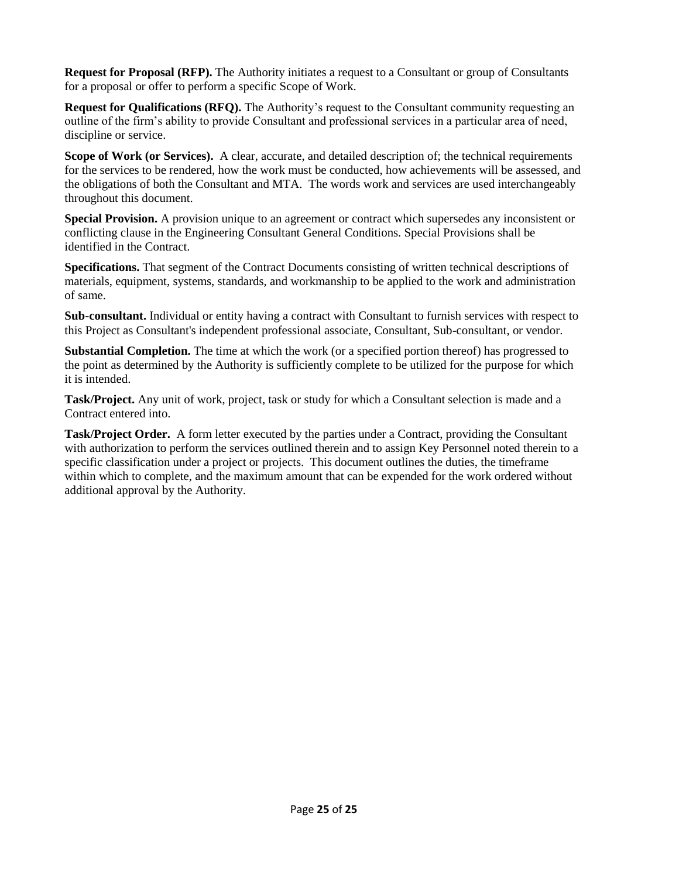**Request for Proposal (RFP).** The Authority initiates a request to a Consultant or group of Consultants for a proposal or offer to perform a specific Scope of Work.

**Request for Qualifications (RFQ).** The Authority's request to the Consultant community requesting an outline of the firm's ability to provide Consultant and professional services in a particular area of need, discipline or service.

**Scope of Work (or Services).** A clear, accurate, and detailed description of; the technical requirements for the services to be rendered, how the work must be conducted, how achievements will be assessed, and the obligations of both the Consultant and MTA. The words work and services are used interchangeably throughout this document.

**Special Provision.** A provision unique to an agreement or contract which supersedes any inconsistent or conflicting clause in the Engineering Consultant General Conditions. Special Provisions shall be identified in the Contract.

**Specifications.** That segment of the Contract Documents consisting of written technical descriptions of materials, equipment, systems, standards, and workmanship to be applied to the work and administration of same.

**Sub-consultant.** Individual or entity having a contract with Consultant to furnish services with respect to this Project as Consultant's independent professional associate, Consultant, Sub-consultant, or vendor.

**Substantial Completion.** The time at which the work (or a specified portion thereof) has progressed to the point as determined by the Authority is sufficiently complete to be utilized for the purpose for which it is intended.

**Task/Project.** Any unit of work, project, task or study for which a Consultant selection is made and a Contract entered into.

**Task/Project Order.** A form letter executed by the parties under a Contract, providing the Consultant with authorization to perform the services outlined therein and to assign Key Personnel noted therein to a specific classification under a project or projects. This document outlines the duties, the timeframe within which to complete, and the maximum amount that can be expended for the work ordered without additional approval by the Authority.